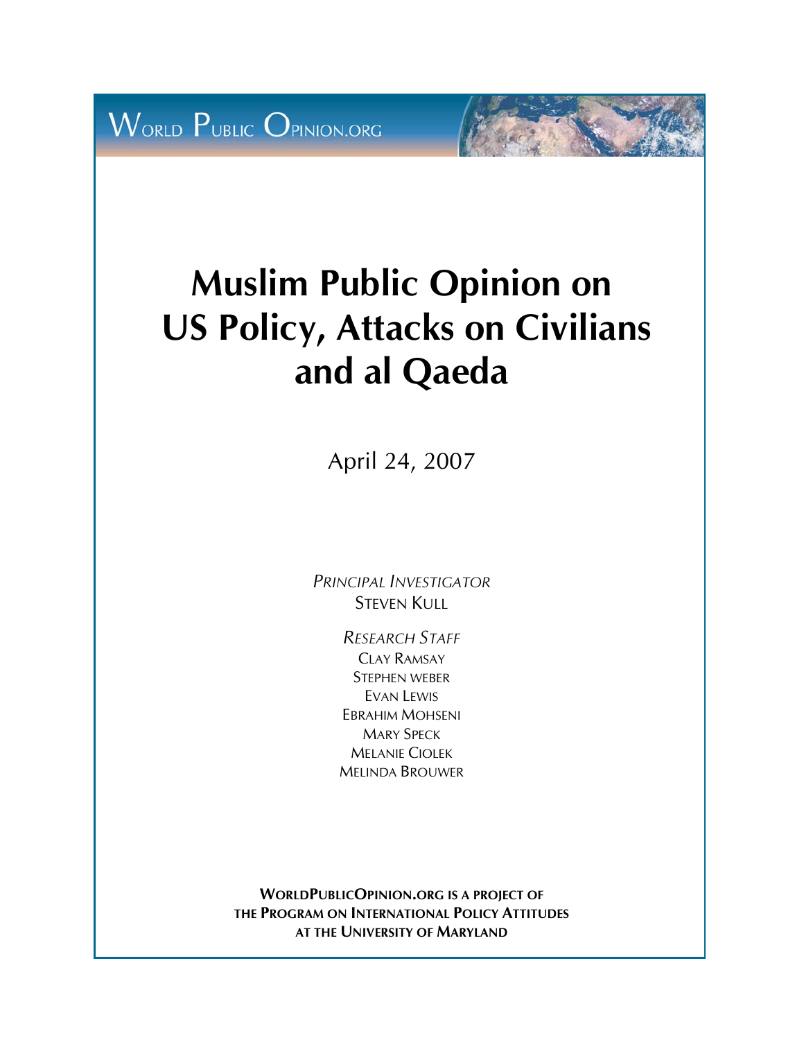WORLD PUBLIC OPINION.ORG

# Muslim Public Opinion on US Policy, Attacks on Civilians and al Qaeda

April 24, 2007

*PRINCIPAL INVESTIGATOR*

STEVEN KULL

*RESEARCH STAFF*

CLAY RAMSAY

STEPHEN WEBER

EVAN LEWIS

EBRAHIM MOHSENI

MARY SPECK

MELANIE CIOLEK

MELINDA BROUWER

**WORLDPUBLICOPINION.ORG IS A PROJECT OF THE PROGRAM ON INTERNATIONAL POLICY ATTITUDES AT THE UNIVERSITY OF MARYLAND**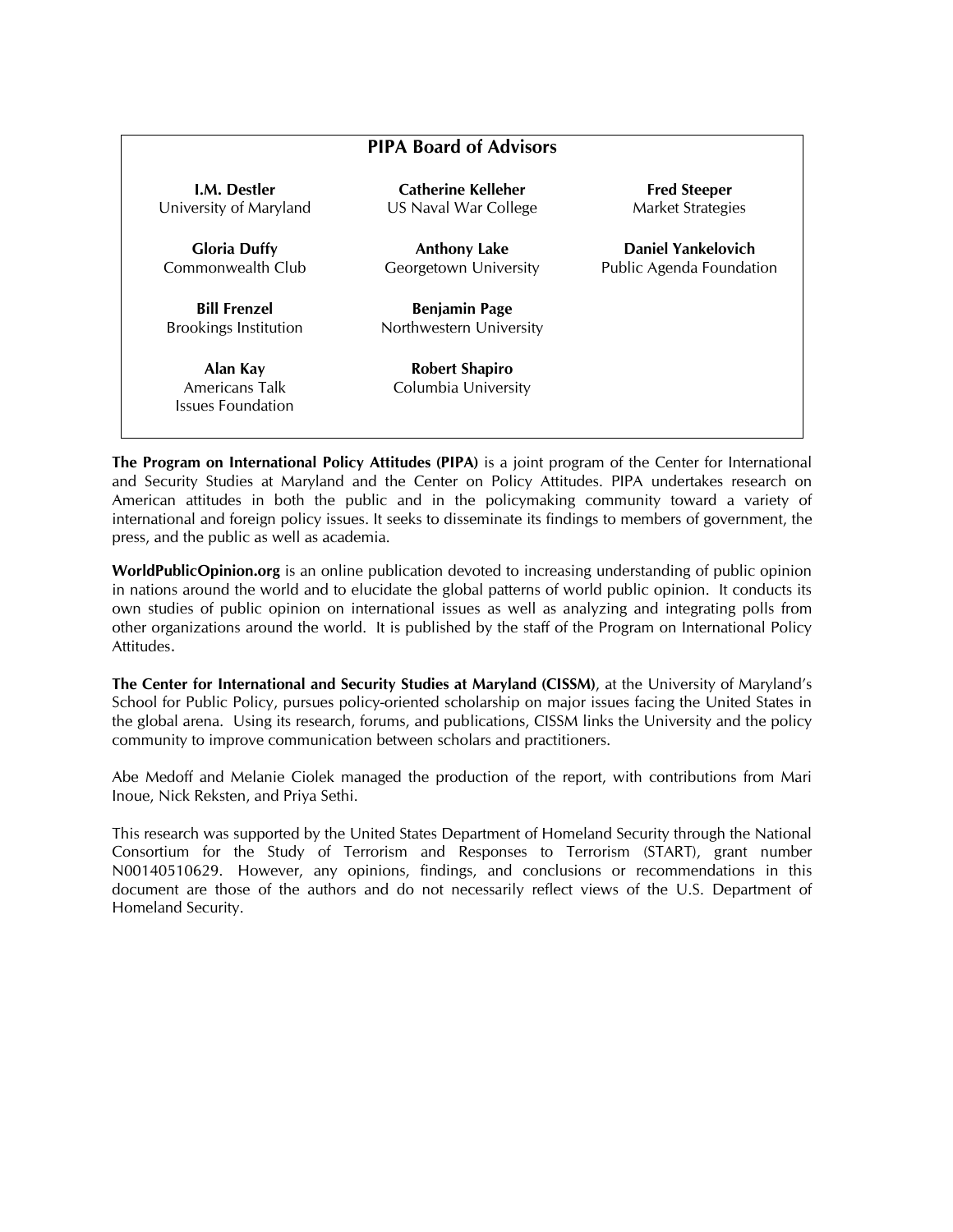## PIPA Board of Advisors

| | | |
|---|---|---|
| **I.M. Destler**<br>University of Maryland | **Catherine Kelleher**<br>US Naval War College | **Fred Steeper**<br>Market Strategies |
| **Gloria Duffy**<br>Commonwealth Club | **Anthony Lake**<br>Georgetown University | **Daniel Yankelovich**<br>Public Agenda Foundation |
| **Bill Frenzel**<br>Brookings Institution | **Benjamin Page**<br>Northwestern University | |
| **Alan Kay**<br>Americans Talk Issues Foundation | **Robert Shapiro**<br>Columbia University | |

**The Program on International Policy Attitudes (PIPA)** is a joint program of the Center for International and Security Studies at Maryland and the Center on Policy Attitudes. PIPA undertakes research on American attitudes in both the public and in the policymaking community toward a variety of international and foreign policy issues. It seeks to disseminate its findings to members of government, the press, and the public as well as academia.

**WorldPublicOpinion.org** is an online publication devoted to increasing understanding of public opinion in nations around the world and to elucidate the global patterns of world public opinion. It conducts its own studies of public opinion on international issues as well as analyzing and integrating polls from other organizations around the world. It is published by the staff of the Program on International Policy Attitudes.

**The Center for International and Security Studies at Maryland (CISSM)**, at the University of Maryland's School for Public Policy, pursues policy-oriented scholarship on major issues facing the United States in the global arena. Using its research, forums, and publications, CISSM links the University and the policy community to improve communication between scholars and practitioners.

Abe Medoff and Melanie Ciolek managed the production of the report, with contributions from Mari Inoue, Nick Reksten, and Priya Sethi.

This research was supported by the United States Department of Homeland Security through the National Consortium for the Study of Terrorism and Responses to Terrorism (START), grant number N00140510629. However, any opinions, findings, and conclusions or recommendations in this document are those of the authors and do not necessarily reflect views of the U.S. Department of Homeland Security.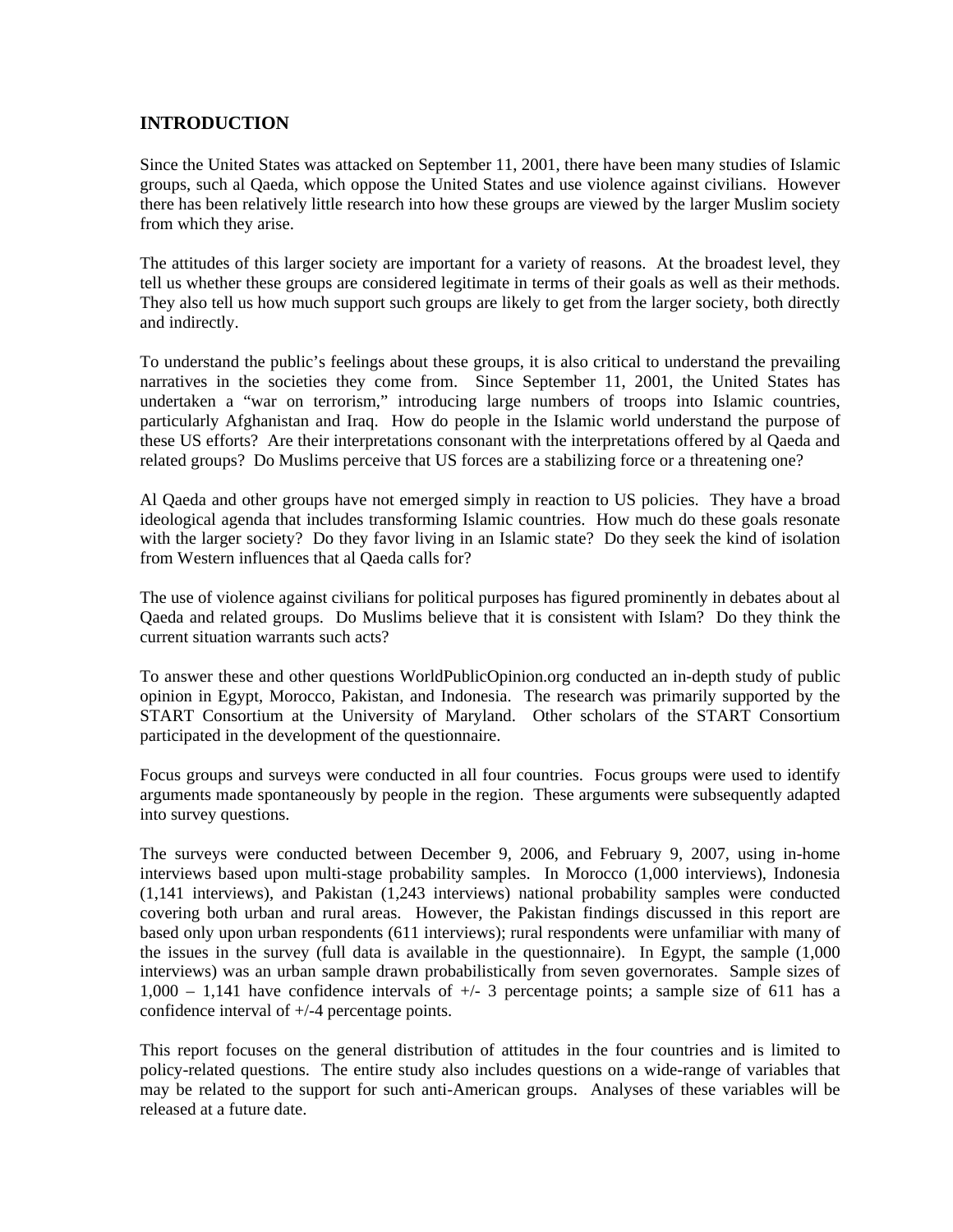## INTRODUCTION

Since the United States was attacked on September 11, 2001, there have been many studies of Islamic groups, such al Qaeda, which oppose the United States and use violence against civilians. However there has been relatively little research into how these groups are viewed by the larger Muslim society from which they arise.

The attitudes of this larger society are important for a variety of reasons. At the broadest level, they tell us whether these groups are considered legitimate in terms of their goals as well as their methods. They also tell us how much support such groups are likely to get from the larger society, both directly and indirectly.

To understand the public's feelings about these groups, it is also critical to understand the prevailing narratives in the societies they come from. Since September 11, 2001, the United States has undertaken a "war on terrorism," introducing large numbers of troops into Islamic countries, particularly Afghanistan and Iraq. How do people in the Islamic world understand the purpose of these US efforts? Are their interpretations consonant with the interpretations offered by al Qaeda and related groups? Do Muslims perceive that US forces are a stabilizing force or a threatening one?

Al Qaeda and other groups have not emerged simply in reaction to US policies. They have a broad ideological agenda that includes transforming Islamic countries. How much do these goals resonate with the larger society? Do they favor living in an Islamic state? Do they seek the kind of isolation from Western influences that al Qaeda calls for?

The use of violence against civilians for political purposes has figured prominently in debates about al Qaeda and related groups. Do Muslims believe that it is consistent with Islam? Do they think the current situation warrants such acts?

To answer these and other questions WorldPublicOpinion.org conducted an in-depth study of public opinion in Egypt, Morocco, Pakistan, and Indonesia. The research was primarily supported by the START Consortium at the University of Maryland. Other scholars of the START Consortium participated in the development of the questionnaire.

Focus groups and surveys were conducted in all four countries. Focus groups were used to identify arguments made spontaneously by people in the region. These arguments were subsequently adapted into survey questions.

The surveys were conducted between December 9, 2006, and February 9, 2007, using in-home interviews based upon multi-stage probability samples. In Morocco (1,000 interviews), Indonesia (1,141 interviews), and Pakistan (1,243 interviews) national probability samples were conducted covering both urban and rural areas. However, the Pakistan findings discussed in this report are based only upon urban respondents (611 interviews); rural respondents were unfamiliar with many of the issues in the survey (full data is available in the questionnaire). In Egypt, the sample (1,000 interviews) was an urban sample drawn probabilistically from seven governorates. Sample sizes of 1,000 – 1,141 have confidence intervals of +/- 3 percentage points; a sample size of 611 has a confidence interval of +/-4 percentage points.

This report focuses on the general distribution of attitudes in the four countries and is limited to policy-related questions. The entire study also includes questions on a wide-range of variables that may be related to the support for such anti-American groups. Analyses of these variables will be released at a future date.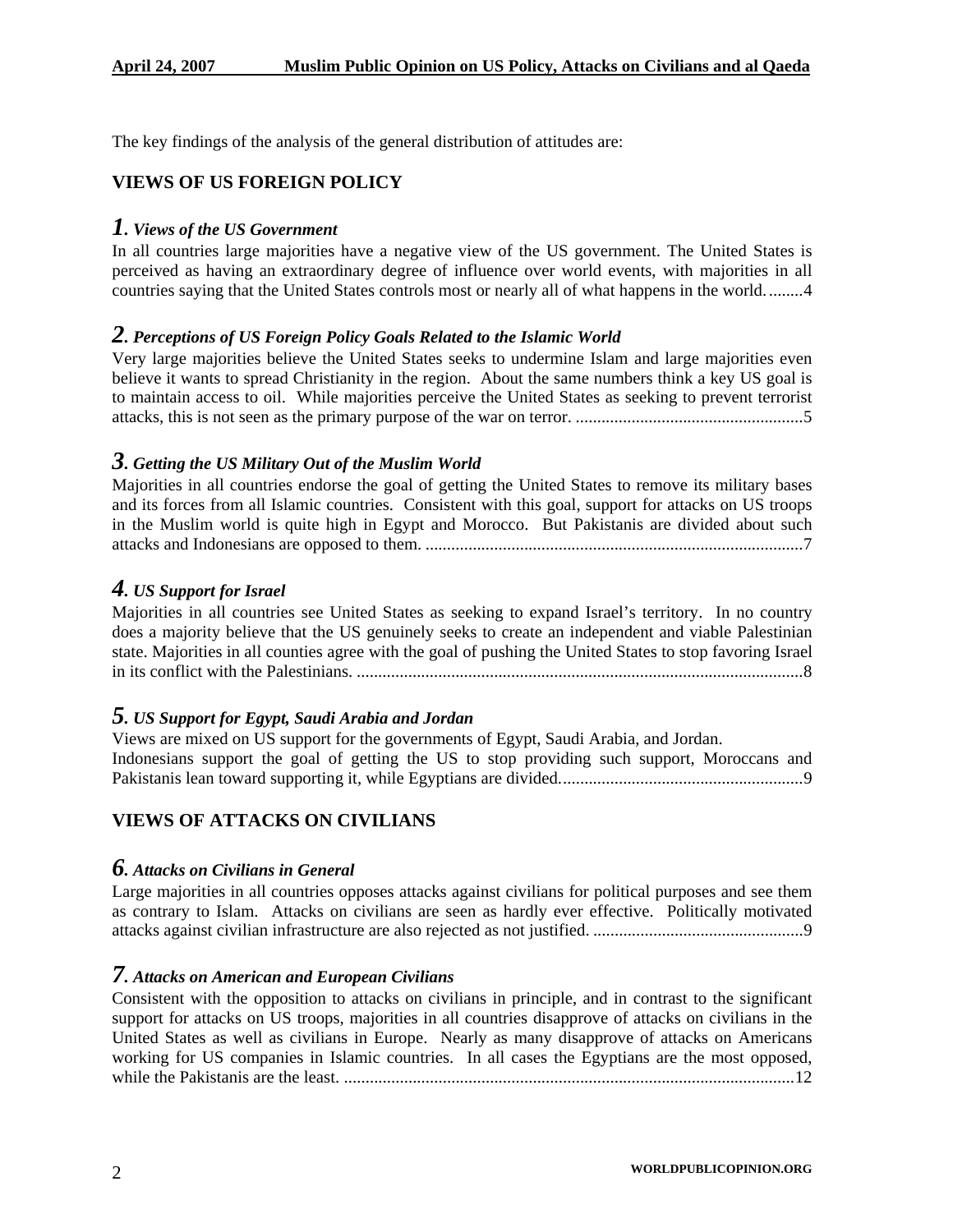The key findings of the analysis of the general distribution of attitudes are:

## VIEWS OF US FOREIGN POLICY

### *1. Views of the US Government*

In all countries large majorities have a negative view of the US government. The United States is perceived as having an extraordinary degree of influence over world events, with majorities in all countries saying that the United States controls most or nearly all of what happens in the world. ........4

### *2. Perceptions of US Foreign Policy Goals Related to the Islamic World*

Very large majorities believe the United States seeks to undermine Islam and large majorities even believe it wants to spread Christianity in the region. About the same numbers think a key US goal is to maintain access to oil. While majorities perceive the United States as seeking to prevent terrorist attacks, this is not seen as the primary purpose of the war on terror. .....................................................5

### *3. Getting the US Military Out of the Muslim World*

Majorities in all countries endorse the goal of getting the United States to remove its military bases and its forces from all Islamic countries. Consistent with this goal, support for attacks on US troops in the Muslim world is quite high in Egypt and Morocco. But Pakistanis are divided about such attacks and Indonesians are opposed to them. ........................................................................................7

### *4. US Support for Israel*

Majorities in all countries see United States as seeking to expand Israel's territory. In no country does a majority believe that the US genuinely seeks to create an independent and viable Palestinian state. Majorities in all counties agree with the goal of pushing the United States to stop favoring Israel in its conflict with the Palestinians. ........................................................................................................8

### *5. US Support for Egypt, Saudi Arabia and Jordan*

Views are mixed on US support for the governments of Egypt, Saudi Arabia, and Jordan.
Indonesians support the goal of getting the US to stop providing such support, Moroccans and Pakistanis lean toward supporting it, while Egyptians are divided.........................................................9

## VIEWS OF ATTACKS ON CIVILIANS

### *6. Attacks on Civilians in General*

Large majorities in all countries opposes attacks against civilians for political purposes and see them as contrary to Islam. Attacks on civilians are seen as hardly ever effective. Politically motivated attacks against civilian infrastructure are also rejected as not justified. .................................................9

### *7. Attacks on American and European Civilians*

Consistent with the opposition to attacks on civilians in principle, and in contrast to the significant support for attacks on US troops, majorities in all countries disapprove of attacks on civilians in the United States as well as civilians in Europe. Nearly as many disapprove of attacks on Americans working for US companies in Islamic countries. In all cases the Egyptians are the most opposed, while the Pakistanis are the least. .........................................................................................................12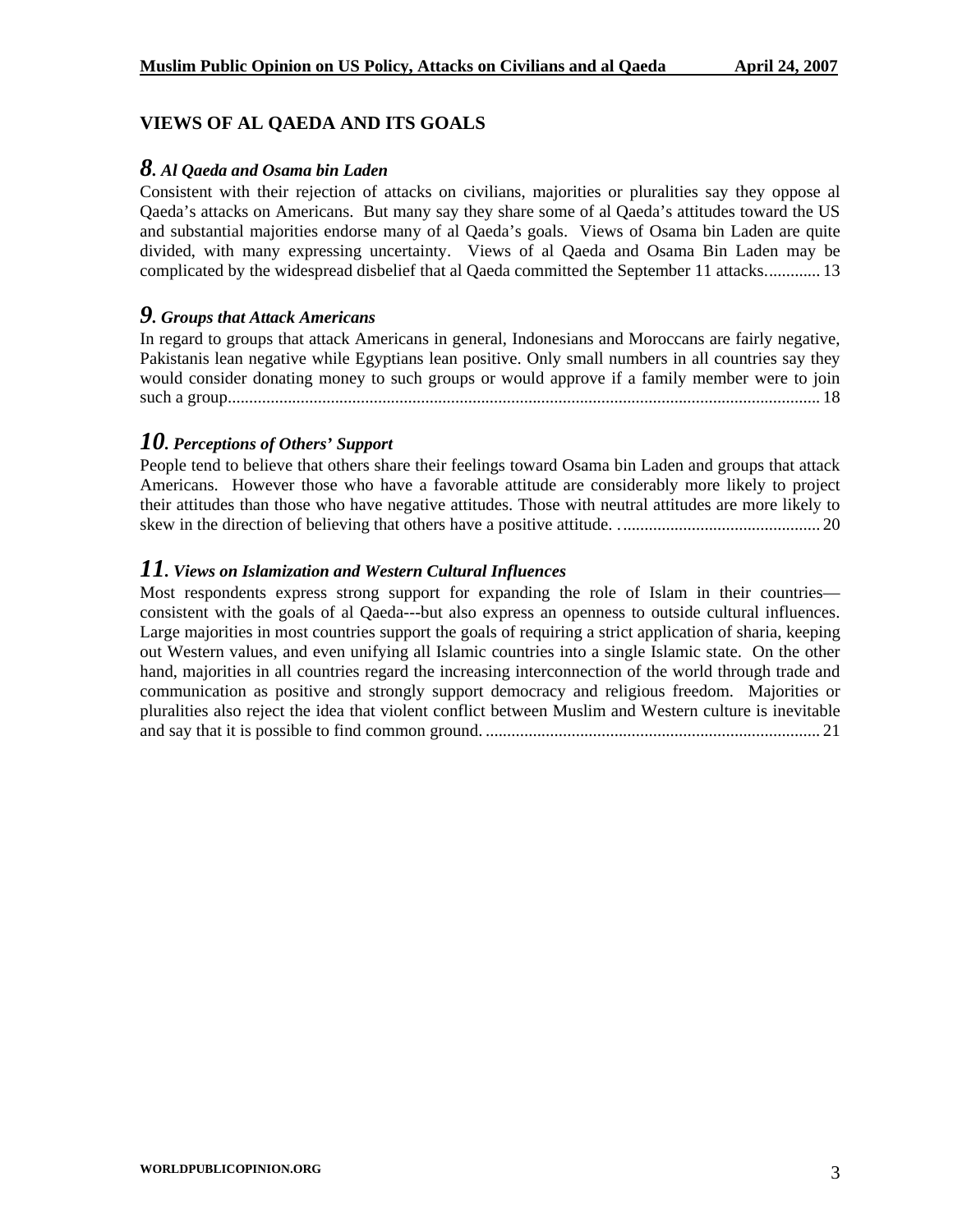## VIEWS OF AL QAEDA AND ITS GOALS

### *8. Al Qaeda and Osama bin Laden*

Consistent with their rejection of attacks on civilians, majorities or pluralities say they oppose al Qaeda's attacks on Americans. But many say they share some of al Qaeda's attitudes toward the US and substantial majorities endorse many of al Qaeda's goals. Views of Osama bin Laden are quite divided, with many expressing uncertainty. Views of al Qaeda and Osama Bin Laden may be complicated by the widespread disbelief that al Qaeda committed the September 11 attacks............ 13

### *9. Groups that Attack Americans*

In regard to groups that attack Americans in general, Indonesians and Moroccans are fairly negative, Pakistanis lean negative while Egyptians lean positive. Only small numbers in all countries say they would consider donating money to such groups or would approve if a family member were to join such a group.......................................................................................................................................... 18

### *10. Perceptions of Others' Support*

People tend to believe that others share their feelings toward Osama bin Laden and groups that attack Americans. However those who have a favorable attitude are considerably more likely to project their attitudes than those who have negative attitudes. Those with neutral attitudes are more likely to skew in the direction of believing that others have a positive attitude. ............................................... 20

### *11. Views on Islamization and Western Cultural Influences*

Most respondents express strong support for expanding the role of Islam in their countries—consistent with the goals of al Qaeda---but also express an openness to outside cultural influences. Large majorities in most countries support the goals of requiring a strict application of sharia, keeping out Western values, and even unifying all Islamic countries into a single Islamic state. On the other hand, majorities in all countries regard the increasing interconnection of the world through trade and communication as positive and strongly support democracy and religious freedom. Majorities or pluralities also reject the idea that violent conflict between Muslim and Western culture is inevitable and say that it is possible to find common ground. .............................................................................. 21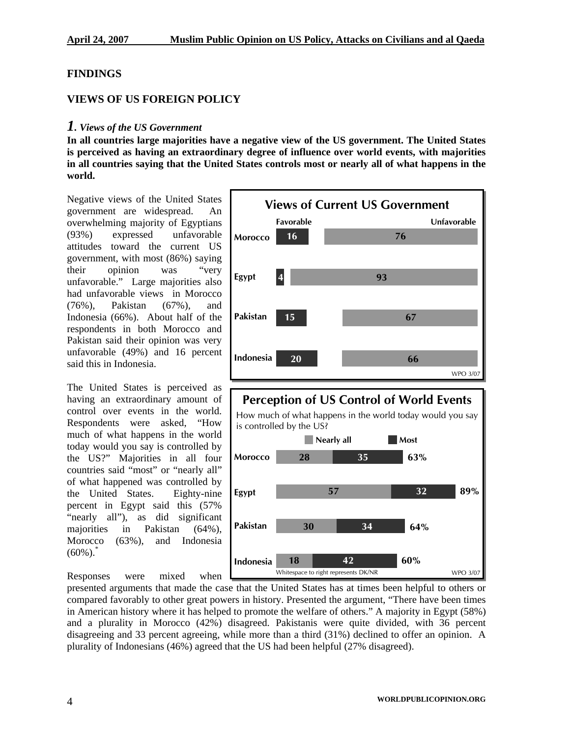## FINDINGS

## VIEWS OF US FOREIGN POLICY

### *1. Views of the US Government*

**In all countries large majorities have a negative view of the US government. The United States is perceived as having an extraordinary degree of influence over world events, with majorities in all countries saying that the United States controls most or nearly all of what happens in the world.**

Negative views of the United States government are widespread. An overwhelming majority of Egyptians (93%) expressed unfavorable attitudes toward the current US government, with most (86%) saying their opinion was "very unfavorable." Large majorities also had unfavorable views in Morocco (76%), Pakistan (67%), and Indonesia (66%). About half of the respondents in both Morocco and Pakistan said their opinion was very unfavorable (49%) and 16 percent said this in Indonesia.

**Views of Current US Government**

| | Favorable | Unfavorable |
|---|---|---|
| Morocco | 16 | 76 |
| Egypt | 4 | 93 |
| Pakistan | 15 | 67 |
| Indonesia | 20 | 66 |

WPO 3/07

The United States is perceived as having an extraordinary amount of control over events in the world. Respondents were asked, "How much of what happens in the world today would you say is controlled by the US?" Majorities in all four countries said "most" or "nearly all" of what happened was controlled by the United States. Eighty-nine percent in Egypt said this (57% "nearly all"), as did significant majorities in Pakistan (64%), Morocco (63%), and Indonesia (60%).*

**Perception of US Control of World Events**

How much of what happens in the world today would you say is controlled by the US?

| | Nearly all | Most | Total |
|---|---|---|---|
| Morocco | 28 | 35 | 63% |
| Egypt | 57 | 32 | 89% |
| Pakistan | 30 | 34 | 64% |
| Indonesia | 18 | 42 | 60% |

Whitespace to right represents DK/NR

WPO 3/07

Responses were mixed when presented arguments that made the case that the United States has at times been helpful to others or compared favorably to other great powers in history. Presented the argument, "There have been times in American history where it has helped to promote the welfare of others." A majority in Egypt (58%) and a plurality in Morocco (42%) disagreed. Pakistanis were quite divided, with 36 percent disagreeing and 33 percent agreeing, while more than a third (31%) declined to offer an opinion. A plurality of Indonesians (46%) agreed that the US had been helpful (27% disagreed).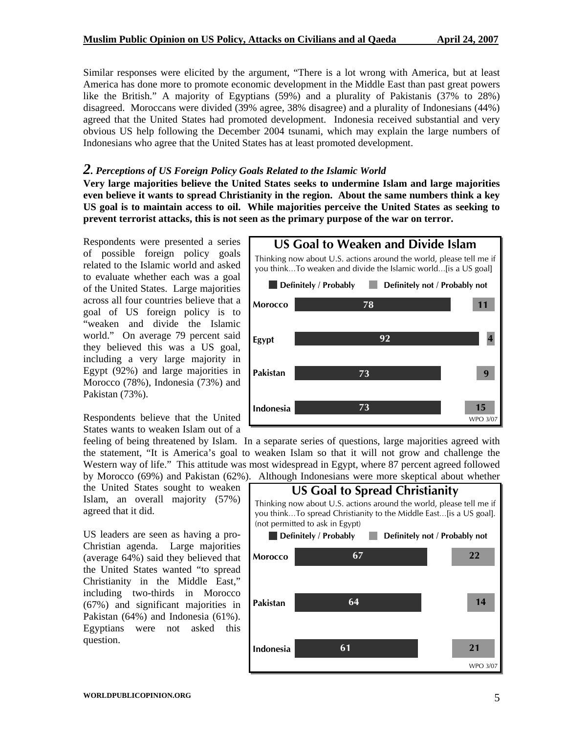Similar responses were elicited by the argument, "There is a lot wrong with America, but at least America has done more to promote economic development in the Middle East than past great powers like the British." A majority of Egyptians (59%) and a plurality of Pakistanis (37% to 28%) disagreed. Moroccans were divided (39% agree, 38% disagree) and a plurality of Indonesians (44%) agreed that the United States had promoted development. Indonesia received substantial and very obvious US help following the December 2004 tsunami, which may explain the large numbers of Indonesians who agree that the United States has at least promoted development.

## *2. Perceptions of US Foreign Policy Goals Related to the Islamic World*

**Very large majorities believe the United States seeks to undermine Islam and large majorities even believe it wants to spread Christianity in the region. About the same numbers think a key US goal is to maintain access to oil. While majorities perceive the United States as seeking to prevent terrorist attacks, this is not seen as the primary purpose of the war on terror.**

Respondents were presented a series of possible foreign policy goals related to the Islamic world and asked to evaluate whether each was a goal of the United States. Large majorities across all four countries believe that a goal of US foreign policy is to "weaken and divide the Islamic world." On average 79 percent said they believed this was a US goal, including a very large majority in Egypt (92%) and large majorities in Morocco (78%), Indonesia (73%) and Pakistan (73%).

**US Goal to Weaken and Divide Islam**

Thinking now about U.S. actions around the world, please tell me if you think…To weaken and divide the Islamic world…[is a US goal]

| | Definitely / Probably | Definitely not / Probably not |
|---|---|---|
| Morocco | 78 | 11 |
| Egypt | 92 | 4 |
| Pakistan | 73 | 9 |
| Indonesia | 73 | 15 |

WPO 3/07

Respondents believe that the United States wants to weaken Islam out of a feeling of being threatened by Islam. In a separate series of questions, large majorities agreed with the statement, "It is America's goal to weaken Islam so that it will not grow and challenge the Western way of life." This attitude was most widespread in Egypt, where 87 percent agreed followed by Morocco (69%) and Pakistan (62%). Although Indonesians were more skeptical about whether the United States sought to weaken Islam, an overall majority (57%) agreed that it did.

US leaders are seen as having a pro-Christian agenda. Large majorities (average 64%) said they believed that the United States wanted "to spread Christianity in the Middle East," including two-thirds in Morocco (67%) and significant majorities in Pakistan (64%) and Indonesia (61%). Egyptians were not asked this question.

**US Goal to Spread Christianity**

Thinking now about U.S. actions around the world, please tell me if you think…To spread Christianity to the Middle East…[is a US goal]. (not permitted to ask in Egypt)

| | Definitely / Probably | Definitely not / Probably not |
|---|---|---|
| Morocco | 67 | 22 |
| Pakistan | 64 | 14 |
| Indonesia | 61 | 21 |

WPO 3/07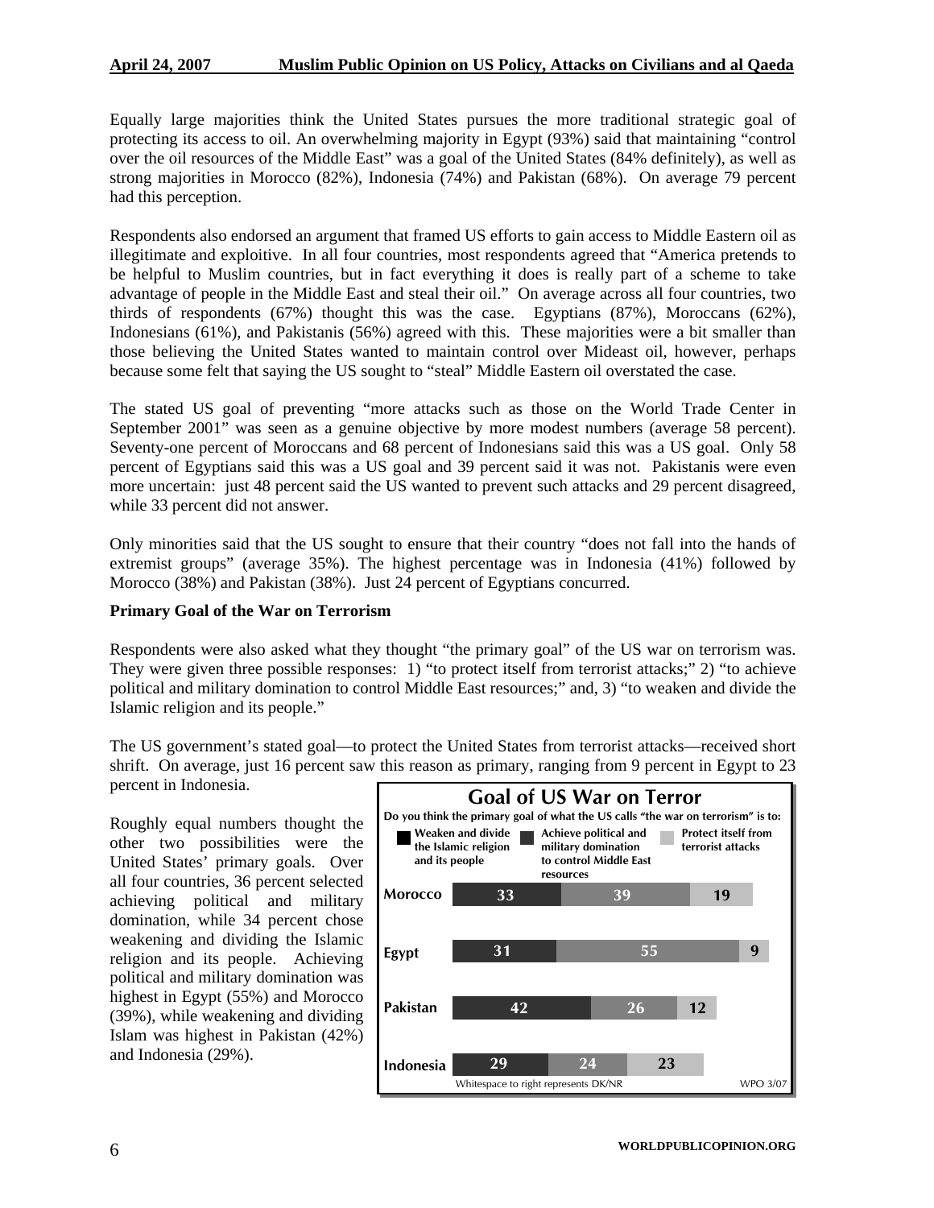Equally large majorities think the United States pursues the more traditional strategic goal of protecting its access to oil. An overwhelming majority in Egypt (93%) said that maintaining "control over the oil resources of the Middle East" was a goal of the United States (84% definitely), as well as strong majorities in Morocco (82%), Indonesia (74%) and Pakistan (68%). On average 79 percent had this perception.

Respondents also endorsed an argument that framed US efforts to gain access to Middle Eastern oil as illegitimate and exploitive. In all four countries, most respondents agreed that "America pretends to be helpful to Muslim countries, but in fact everything it does is really part of a scheme to take advantage of people in the Middle East and steal their oil." On average across all four countries, two thirds of respondents (67%) thought this was the case. Egyptians (87%), Moroccans (62%), Indonesians (61%), and Pakistanis (56%) agreed with this. These majorities were a bit smaller than those believing the United States wanted to maintain control over Mideast oil, however, perhaps because some felt that saying the US sought to "steal" Middle Eastern oil overstated the case.

The stated US goal of preventing "more attacks such as those on the World Trade Center in September 2001" was seen as a genuine objective by more modest numbers (average 58 percent). Seventy-one percent of Moroccans and 68 percent of Indonesians said this was a US goal. Only 58 percent of Egyptians said this was a US goal and 39 percent said it was not. Pakistanis were even more uncertain: just 48 percent said the US wanted to prevent such attacks and 29 percent disagreed, while 33 percent did not answer.

Only minorities said that the US sought to ensure that their country "does not fall into the hands of extremist groups" (average 35%). The highest percentage was in Indonesia (41%) followed by Morocco (38%) and Pakistan (38%). Just 24 percent of Egyptians concurred.

**Primary Goal of the War on Terrorism**

Respondents were also asked what they thought "the primary goal" of the US war on terrorism was. They were given three possible responses: 1) "to protect itself from terrorist attacks;" 2) "to achieve political and military domination to control Middle East resources;" and, 3) "to weaken and divide the Islamic religion and its people."

The US government's stated goal—to protect the United States from terrorist attacks—received short shrift. On average, just 16 percent saw this reason as primary, ranging from 9 percent in Egypt to 23 percent in Indonesia.

Roughly equal numbers thought the other two possibilities were the United States' primary goals. Over all four countries, 36 percent selected achieving political and military domination, while 34 percent chose weakening and dividing the Islamic religion and its people. Achieving political and military domination was highest in Egypt (55%) and Morocco (39%), while weakening and dividing Islam was highest in Pakistan (42%) and Indonesia (29%).

**Goal of US War on Terror**

Do you think the primary goal of what the US calls "the war on terrorism" is to:

| | Weaken and divide the Islamic religion and its people | Achieve political and military domination to control Middle East resources | Protect itself from terrorist attacks |
|---|---|---|---|
| Morocco | 33 | 39 | 19 |
| Egypt | 31 | 55 | 9 |
| Pakistan | 42 | 26 | 12 |
| Indonesia | 29 | 24 | 23 |

Whitespace to right represents DK/NR

WPO 3/07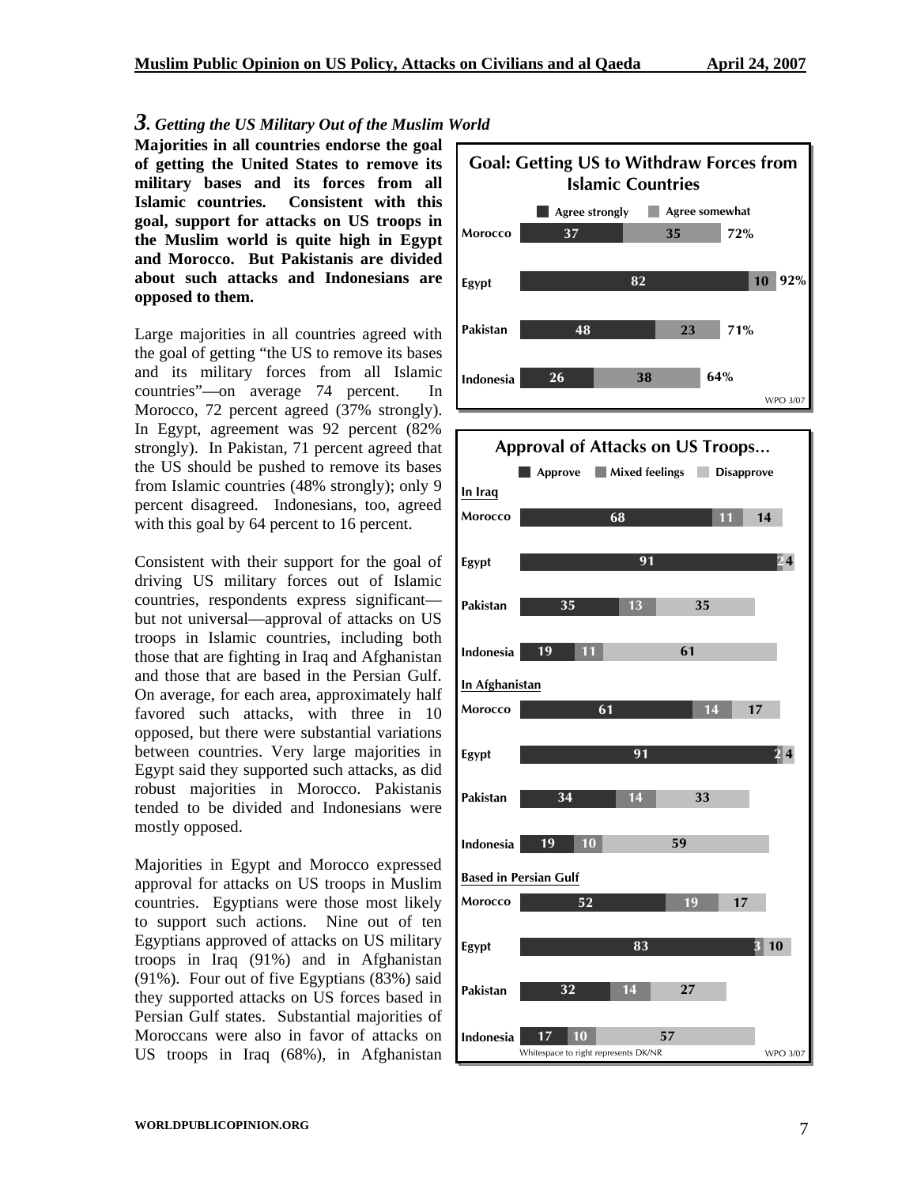## *3. Getting the US Military Out of the Muslim World*

**Majorities in all countries endorse the goal of getting the United States to remove its military bases and its forces from all Islamic countries. Consistent with this goal, support for attacks on US troops in the Muslim world is quite high in Egypt and Morocco. But Pakistanis are divided about such attacks and Indonesians are opposed to them.**

Large majorities in all countries agreed with the goal of getting "the US to remove its bases and its military forces from all Islamic countries"—on average 74 percent. In Morocco, 72 percent agreed (37% strongly). In Egypt, agreement was 92 percent (82% strongly). In Pakistan, 71 percent agreed that the US should be pushed to remove its bases from Islamic countries (48% strongly); only 9 percent disagreed. Indonesians, too, agreed with this goal by 64 percent to 16 percent.

Consistent with their support for the goal of driving US military forces out of Islamic countries, respondents express significant—but not universal—approval of attacks on US troops in Islamic countries, including both those that are fighting in Iraq and Afghanistan and those that are based in the Persian Gulf. On average, for each area, approximately half favored such attacks, with three in 10 opposed, but there were substantial variations between countries. Very large majorities in Egypt said they supported such attacks, as did robust majorities in Morocco. Pakistanis tended to be divided and Indonesians were mostly opposed.

Majorities in Egypt and Morocco expressed approval for attacks on US troops in Muslim countries. Egyptians were those most likely to support such actions. Nine out of ten Egyptians approved of attacks on US military troops in Iraq (91%) and in Afghanistan (91%). Four out of five Egyptians (83%) said they supported attacks on US forces based in Persian Gulf states. Substantial majorities of Moroccans were also in favor of attacks on US troops in Iraq (68%), in Afghanistan

**Goal: Getting US to Withdraw Forces from Islamic Countries**

| | Agree strongly | Agree somewhat | Total |
|---|---|---|---|
| Morocco | 37 | 35 | 72% |
| Egypt | 82 | 10 | 92% |
| Pakistan | 48 | 23 | 71% |
| Indonesia | 26 | 38 | 64% |

WPO 3/07

**Approval of Attacks on US Troops...**

| | Approve | Mixed feelings | Disapprove |
|---|---|---|---|
| **In Iraq** | | | |
| Morocco | 68 | 11 | 14 |
| Egypt | 91 | 2 | 4 |
| Pakistan | 35 | 13 | 35 |
| Indonesia | 19 | 11 | 61 |
| **In Afghanistan** | | | |
| Morocco | 61 | 14 | 17 |
| Egypt | 91 | 2 | 4 |
| Pakistan | 34 | 14 | 33 |
| Indonesia | 19 | 10 | 59 |
| **Based in Persian Gulf** | | | |
| Morocco | 52 | 19 | 17 |
| Egypt | 83 | 3 | 10 |
| Pakistan | 32 | 14 | 27 |
| Indonesia | 17 | 10 | 57 |

Whitespace to right represents DK/NR

WPO 3/07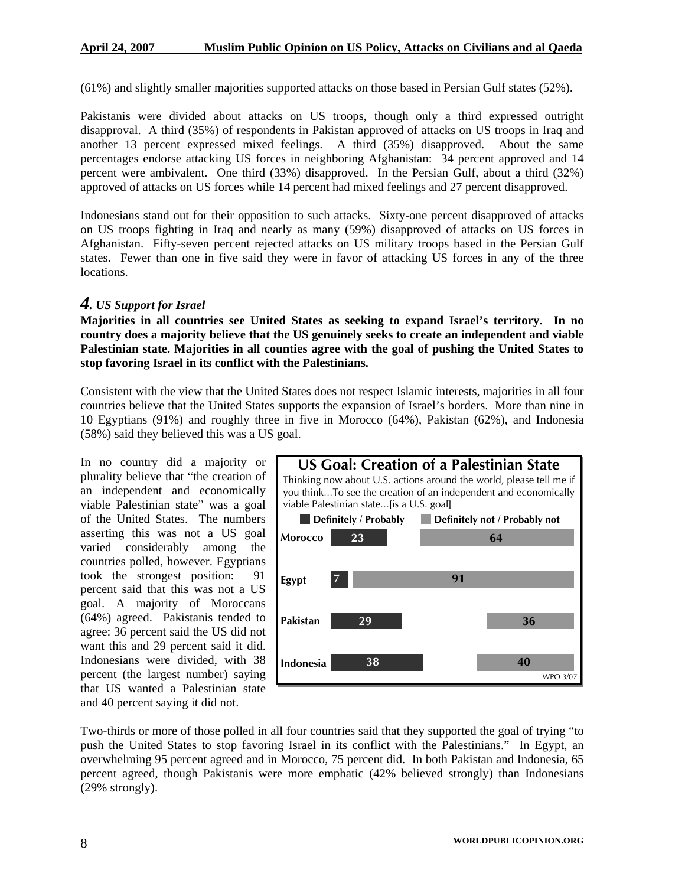(61%) and slightly smaller majorities supported attacks on those based in Persian Gulf states (52%).

Pakistanis were divided about attacks on US troops, though only a third expressed outright disapproval. A third (35%) of respondents in Pakistan approved of attacks on US troops in Iraq and another 13 percent expressed mixed feelings. A third (35%) disapproved. About the same percentages endorse attacking US forces in neighboring Afghanistan: 34 percent approved and 14 percent were ambivalent. One third (33%) disapproved. In the Persian Gulf, about a third (32%) approved of attacks on US forces while 14 percent had mixed feelings and 27 percent disapproved.

Indonesians stand out for their opposition to such attacks. Sixty-one percent disapproved of attacks on US troops fighting in Iraq and nearly as many (59%) disapproved of attacks on US forces in Afghanistan. Fifty-seven percent rejected attacks on US military troops based in the Persian Gulf states. Fewer than one in five said they were in favor of attacking US forces in any of the three locations.

## *4. US Support for Israel*

**Majorities in all countries see United States as seeking to expand Israel's territory. In no country does a majority believe that the US genuinely seeks to create an independent and viable Palestinian state. Majorities in all counties agree with the goal of pushing the United States to stop favoring Israel in its conflict with the Palestinians.**

Consistent with the view that the United States does not respect Islamic interests, majorities in all four countries believe that the United States supports the expansion of Israel's borders. More than nine in 10 Egyptians (91%) and roughly three in five in Morocco (64%), Pakistan (62%), and Indonesia (58%) said they believed this was a US goal.

In no country did a majority or plurality believe that "the creation of an independent and economically viable Palestinian state" was a goal of the United States. The numbers asserting this was not a US goal varied considerably among the countries polled, however. Egyptians took the strongest position: 91 percent said that this was not a US goal. A majority of Moroccans (64%) agreed. Pakistanis tended to agree: 36 percent said the US did not want this and 29 percent said it did. Indonesians were divided, with 38 percent (the largest number) saying that US wanted a Palestinian state and 40 percent saying it did not.

**US Goal: Creation of a Palestinian State**

Thinking now about U.S. actions around the world, please tell me if you think...To see the creation of an independent and economically viable Palestinian state...[is a U.S. goal]

| | Definitely / Probably | Definitely not / Probably not |
|---|---|---|
| Morocco | 23 | 64 |
| Egypt | 7 | 91 |
| Pakistan | 29 | 36 |
| Indonesia | 38 | 40 |

WPO 3/07

Two-thirds or more of those polled in all four countries said that they supported the goal of trying "to push the United States to stop favoring Israel in its conflict with the Palestinians." In Egypt, an overwhelming 95 percent agreed and in Morocco, 75 percent did. In both Pakistan and Indonesia, 65 percent agreed, though Pakistanis were more emphatic (42% believed strongly) than Indonesians (29% strongly).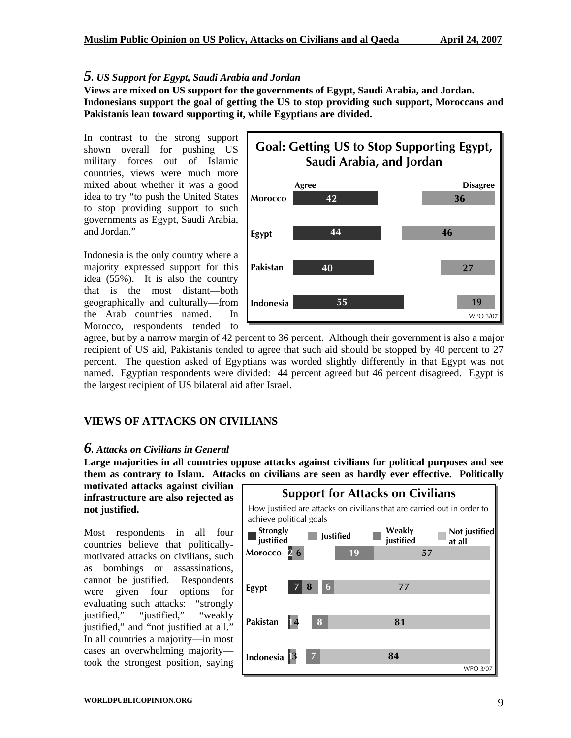## *5. US Support for Egypt, Saudi Arabia and Jordan*

**Views are mixed on US support for the governments of Egypt, Saudi Arabia, and Jordan. Indonesians support the goal of getting the US to stop providing such support, Moroccans and Pakistanis lean toward supporting it, while Egyptians are divided.**

In contrast to the strong support shown overall for pushing US military forces out of Islamic countries, views were much more mixed about whether it was a good idea to try "to push the United States to stop providing support to such governments as Egypt, Saudi Arabia, and Jordan."

**Goal: Getting US to Stop Supporting Egypt, Saudi Arabia, and Jordan**

| | Agree | Disagree |
|---|---|---|
| Morocco | 42 | 36 |
| Egypt | 44 | 46 |
| Pakistan | 40 | 27 |
| Indonesia | 55 | 19 |

WPO 3/07

Indonesia is the only country where a majority expressed support for this idea (55%). It is also the country that is the most distant—both geographically and culturally—from the Arab countries named. In Morocco, respondents tended to agree, but by a narrow margin of 42 percent to 36 percent. Although their government is also a major recipient of US aid, Pakistanis tended to agree that such aid should be stopped by 40 percent to 27 percent. The question asked of Egyptians was worded slightly differently in that Egypt was not named. Egyptian respondents were divided: 44 percent agreed but 46 percent disagreed. Egypt is the largest recipient of US bilateral aid after Israel.

# VIEWS OF ATTACKS ON CIVILIANS

## *6. Attacks on Civilians in General*

**Large majorities in all countries oppose attacks against civilians for political purposes and see them as contrary to Islam. Attacks on civilians are seen as hardly ever effective. Politically motivated attacks against civilian infrastructure are also rejected as not justified.**

**Support for Attacks on Civilians**

How justified are attacks on civilians that are carried out in order to achieve political goals

| | Strongly justified | Justified | Weakly justified | Not justified at all |
|---|---|---|---|---|
| Morocco | 2 | 6 | 19 | 57 |
| Egypt | 7 | 8 | 6 | 77 |
| Pakistan | 1 | 4 | 8 | 81 |
| Indonesia | 1 | 3 | 7 | 84 |

WPO 3/07

Most respondents in all four countries believe that politically-motivated attacks on civilians, such as bombings or assassinations, cannot be justified. Respondents were given four options for evaluating such attacks: "strongly justified," "justified," "weakly justified," and "not justified at all." In all countries a majority—in most cases an overwhelming majority—took the strongest position, saying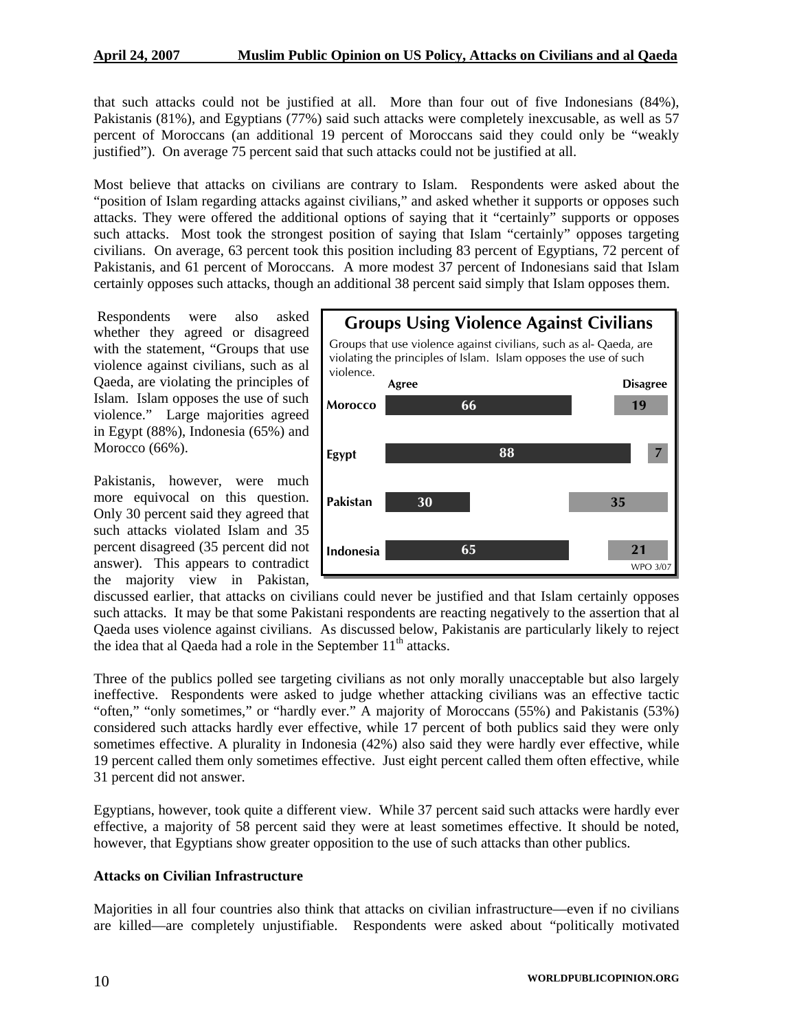that such attacks could not be justified at all. More than four out of five Indonesians (84%), Pakistanis (81%), and Egyptians (77%) said such attacks were completely inexcusable, as well as 57 percent of Moroccans (an additional 19 percent of Moroccans said they could only be "weakly justified"). On average 75 percent said that such attacks could not be justified at all.

Most believe that attacks on civilians are contrary to Islam. Respondents were asked about the "position of Islam regarding attacks against civilians," and asked whether it supports or opposes such attacks. They were offered the additional options of saying that it "certainly" supports or opposes such attacks. Most took the strongest position of saying that Islam "certainly" opposes targeting civilians. On average, 63 percent took this position including 83 percent of Egyptians, 72 percent of Pakistanis, and 61 percent of Moroccans. A more modest 37 percent of Indonesians said that Islam certainly opposes such attacks, though an additional 38 percent said simply that Islam opposes them.

Respondents were also asked whether they agreed or disagreed with the statement, "Groups that use violence against civilians, such as al Qaeda, are violating the principles of Islam. Islam opposes the use of such violence." Large majorities agreed in Egypt (88%), Indonesia (65%) and Morocco (66%).

**Groups Using Violence Against Civilians**

Groups that use violence against civilians, such as al- Qaeda, are violating the principles of Islam. Islam opposes the use of such violence.

| | Agree | Disagree |
|---|---|---|
| Morocco | 66 | 19 |
| Egypt | 88 | 7 |
| Pakistan | 30 | 35 |
| Indonesia | 65 | 21 |

WPO 3/07

Pakistanis, however, were much more equivocal on this question. Only 30 percent said they agreed that such attacks violated Islam and 35 percent disagreed (35 percent did not answer). This appears to contradict the majority view in Pakistan, discussed earlier, that attacks on civilians could never be justified and that Islam certainly opposes such attacks. It may be that some Pakistani respondents are reacting negatively to the assertion that al Qaeda uses violence against civilians. As discussed below, Pakistanis are particularly likely to reject the idea that al Qaeda had a role in the September 11th attacks.

Three of the publics polled see targeting civilians as not only morally unacceptable but also largely ineffective. Respondents were asked to judge whether attacking civilians was an effective tactic "often," "only sometimes," or "hardly ever." A majority of Moroccans (55%) and Pakistanis (53%) considered such attacks hardly ever effective, while 17 percent of both publics said they were only sometimes effective. A plurality in Indonesia (42%) also said they were hardly ever effective, while 19 percent called them only sometimes effective. Just eight percent called them often effective, while 31 percent did not answer.

Egyptians, however, took quite a different view. While 37 percent said such attacks were hardly ever effective, a majority of 58 percent said they were at least sometimes effective. It should be noted, however, that Egyptians show greater opposition to the use of such attacks than other publics.

**Attacks on Civilian Infrastructure**

Majorities in all four countries also think that attacks on civilian infrastructure—even if no civilians are killed—are completely unjustifiable. Respondents were asked about "politically motivated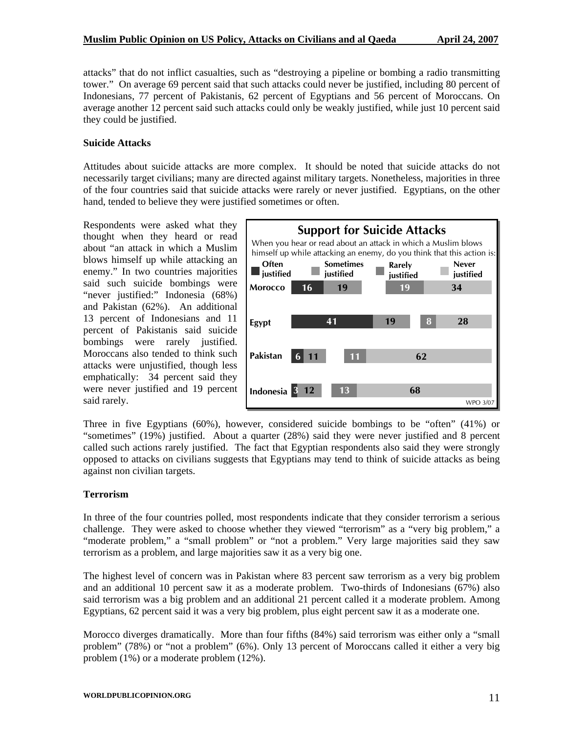attacks" that do not inflict casualties, such as "destroying a pipeline or bombing a radio transmitting tower." On average 69 percent said that such attacks could never be justified, including 80 percent of Indonesians, 77 percent of Pakistanis, 62 percent of Egyptians and 56 percent of Moroccans. On average another 12 percent said such attacks could only be weakly justified, while just 10 percent said they could be justified.

### Suicide Attacks

Attitudes about suicide attacks are more complex. It should be noted that suicide attacks do not necessarily target civilians; many are directed against military targets. Nonetheless, majorities in three of the four countries said that suicide attacks were rarely or never justified. Egyptians, on the other hand, tended to believe they were justified sometimes or often.

Respondents were asked what they thought when they heard or read about "an attack in which a Muslim blows himself up while attacking an enemy." In two countries majorities said such suicide bombings were "never justified:" Indonesia (68%) and Pakistan (62%). An additional 13 percent of Indonesians and 11 percent of Pakistanis said suicide bombings were rarely justified. Moroccans also tended to think such attacks were unjustified, though less emphatically: 34 percent said they were never justified and 19 percent said rarely.

**Support for Suicide Attacks**

When you hear or read about an attack in which a Muslim blows himself up while attacking an enemy, do you think that this action is:

| | Often justified | Sometimes justified | Rarely justified | Never justified |
|---|---|---|---|---|
| Morocco | 16 | 19 | 19 | 34 |
| Egypt | 41 | 19 | 8 | 28 |
| Pakistan | 6 | 11 | 11 | 62 |
| Indonesia | 3 | 12 | 13 | 68 |

WPO 3/07

Three in five Egyptians (60%), however, considered suicide bombings to be "often" (41%) or "sometimes" (19%) justified. About a quarter (28%) said they were never justified and 8 percent called such actions rarely justified. The fact that Egyptian respondents also said they were strongly opposed to attacks on civilians suggests that Egyptians may tend to think of suicide attacks as being against non civilian targets.

### Terrorism

In three of the four countries polled, most respondents indicate that they consider terrorism a serious challenge. They were asked to choose whether they viewed "terrorism" as a "very big problem," a "moderate problem," a "small problem" or "not a problem." Very large majorities said they saw terrorism as a problem, and large majorities saw it as a very big one.

The highest level of concern was in Pakistan where 83 percent saw terrorism as a very big problem and an additional 10 percent saw it as a moderate problem. Two-thirds of Indonesians (67%) also said terrorism was a big problem and an additional 21 percent called it a moderate problem. Among Egyptians, 62 percent said it was a very big problem, plus eight percent saw it as a moderate one.

Morocco diverges dramatically. More than four fifths (84%) said terrorism was either only a "small problem" (78%) or "not a problem" (6%). Only 13 percent of Moroccans called it either a very big problem (1%) or a moderate problem (12%).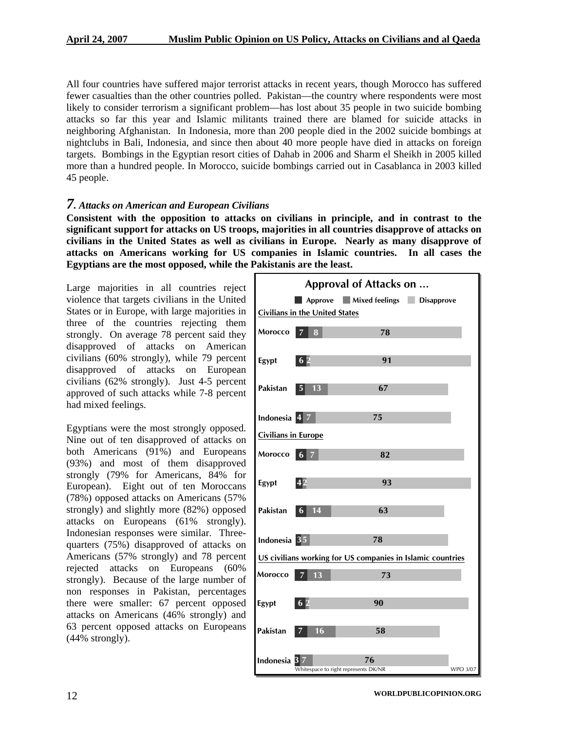All four countries have suffered major terrorist attacks in recent years, though Morocco has suffered fewer casualties than the other countries polled. Pakistan—the country where respondents were most likely to consider terrorism a significant problem—has lost about 35 people in two suicide bombing attacks so far this year and Islamic militants trained there are blamed for suicide attacks in neighboring Afghanistan. In Indonesia, more than 200 people died in the 2002 suicide bombings at nightclubs in Bali, Indonesia, and since then about 40 more people have died in attacks on foreign targets. Bombings in the Egyptian resort cities of Dahab in 2006 and Sharm el Sheikh in 2005 killed more than a hundred people. In Morocco, suicide bombings carried out in Casablanca in 2003 killed 45 people.

### *7. Attacks on American and European Civilians*

**Consistent with the opposition to attacks on civilians in principle, and in contrast to the significant support for attacks on US troops, majorities in all countries disapprove of attacks on civilians in the United States as well as civilians in Europe. Nearly as many disapprove of attacks on Americans working for US companies in Islamic countries. In all cases the Egyptians are the most opposed, while the Pakistanis are the least.**

Large majorities in all countries reject violence that targets civilians in the United States or in Europe, with large majorities in three of the countries rejecting them strongly. On average 78 percent said they disapproved of attacks on American civilians (60% strongly), while 79 percent disapproved of attacks on European civilians (62% strongly). Just 4-5 percent approved of such attacks while 7-8 percent had mixed feelings.

Egyptians were the most strongly opposed. Nine out of ten disapproved of attacks on both Americans (91%) and Europeans (93%) and most of them disapproved strongly (79% for Americans, 84% for European). Eight out of ten Moroccans (78%) opposed attacks on Americans (57% strongly) and slightly more (82%) opposed attacks on Europeans (61% strongly). Indonesian responses were similar. Three-quarters (75%) disapproved of attacks on Americans (57% strongly) and 78 percent rejected attacks on Europeans (60% strongly). Because of the large number of non responses in Pakistan, percentages there were smaller: 67 percent opposed attacks on Americans (46% strongly) and 63 percent opposed attacks on Europeans (44% strongly).

**Approval of Attacks on …**

| | Approve | Mixed feelings | Disapprove |
|---|---|---|---|
| **Civilians in the United States** | | | |
| Morocco | 7 | 8 | 78 |
| Egypt | 6 | 2 | 91 |
| Pakistan | 5 | 13 | 67 |
| Indonesia | 4 | 7 | 75 |
| **Civilians in Europe** | | | |
| Morocco | 6 | 7 | 82 |
| Egypt | 4 | 2 | 93 |
| Pakistan | 6 | 14 | 63 |
| Indonesia | 3 | 5 | 78 |
| **US civilians working for US companies in Islamic countries** | | | |
| Morocco | 7 | 13 | 73 |
| Egypt | 6 | 2 | 90 |
| Pakistan | 7 | 16 | 58 |
| Indonesia | 3 | 7 | 76 |

Whitespace to right represents DK/NR — WPO 3/07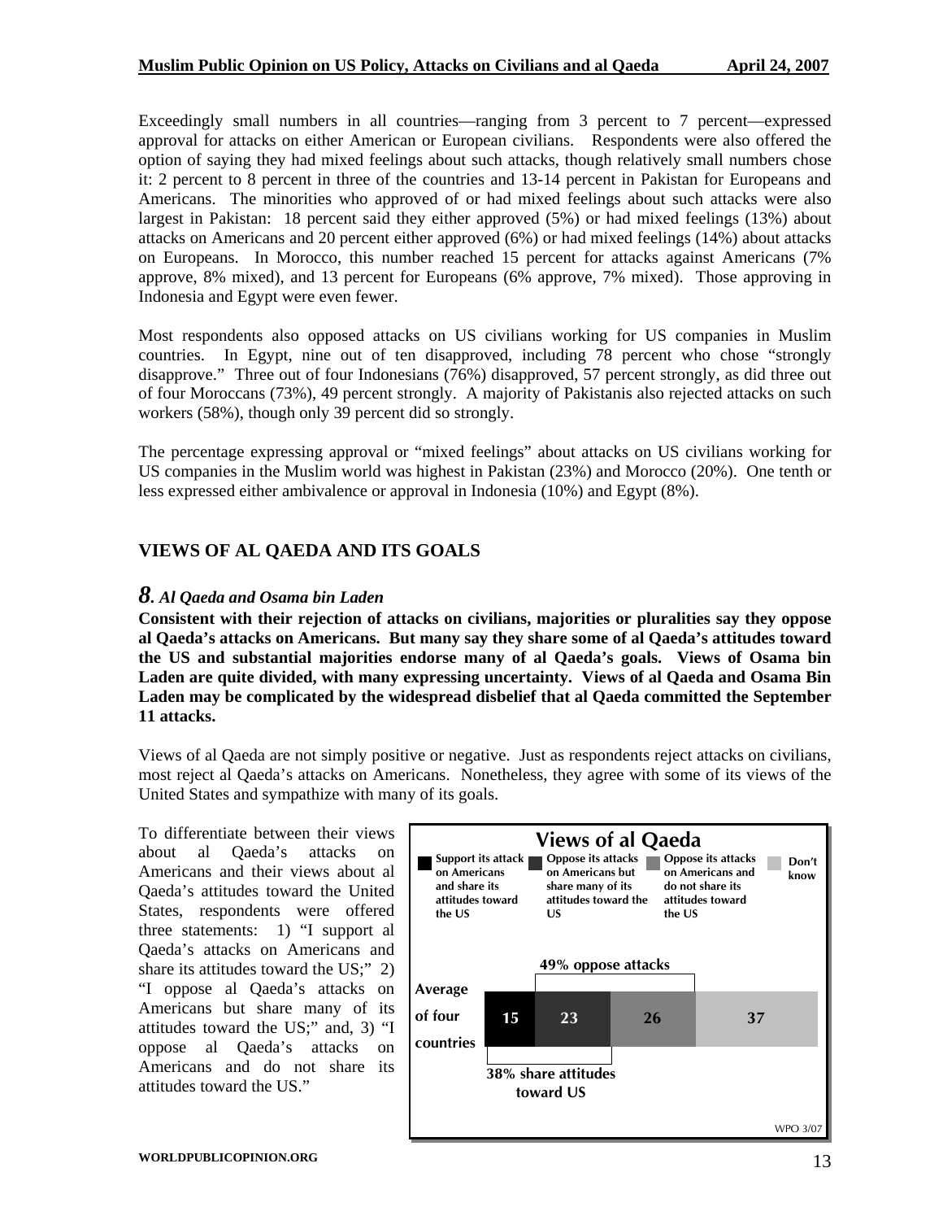Exceedingly small numbers in all countries—ranging from 3 percent to 7 percent—expressed approval for attacks on either American or European civilians. Respondents were also offered the option of saying they had mixed feelings about such attacks, though relatively small numbers chose it: 2 percent to 8 percent in three of the countries and 13-14 percent in Pakistan for Europeans and Americans. The minorities who approved of or had mixed feelings about such attacks were also largest in Pakistan: 18 percent said they either approved (5%) or had mixed feelings (13%) about attacks on Americans and 20 percent either approved (6%) or had mixed feelings (14%) about attacks on Europeans. In Morocco, this number reached 15 percent for attacks against Americans (7% approve, 8% mixed), and 13 percent for Europeans (6% approve, 7% mixed). Those approving in Indonesia and Egypt were even fewer.

Most respondents also opposed attacks on US civilians working for US companies in Muslim countries. In Egypt, nine out of ten disapproved, including 78 percent who chose "strongly disapprove." Three out of four Indonesians (76%) disapproved, 57 percent strongly, as did three out of four Moroccans (73%), 49 percent strongly. A majority of Pakistanis also rejected attacks on such workers (58%), though only 39 percent did so strongly.

The percentage expressing approval or "mixed feelings" about attacks on US civilians working for US companies in the Muslim world was highest in Pakistan (23%) and Morocco (20%). One tenth or less expressed either ambivalence or approval in Indonesia (10%) and Egypt (8%).

## VIEWS OF AL QAEDA AND ITS GOALS

### *8. Al Qaeda and Osama bin Laden*

**Consistent with their rejection of attacks on civilians, majorities or pluralities say they oppose al Qaeda's attacks on Americans. But many say they share some of al Qaeda's attitudes toward the US and substantial majorities endorse many of al Qaeda's goals. Views of Osama bin Laden are quite divided, with many expressing uncertainty. Views of al Qaeda and Osama Bin Laden may be complicated by the widespread disbelief that al Qaeda committed the September 11 attacks.**

Views of al Qaeda are not simply positive or negative. Just as respondents reject attacks on civilians, most reject al Qaeda's attacks on Americans. Nonetheless, they agree with some of its views of the United States and sympathize with many of its goals.

To differentiate between their views about al Qaeda's attacks on Americans and their views about al Qaeda's attitudes toward the United States, respondents were offered three statements: 1) "I support al Qaeda's attacks on Americans and share its attitudes toward the US;" 2) "I oppose al Qaeda's attacks on Americans but share many of its attitudes toward the US;" and, 3) "I oppose al Qaeda's attacks on Americans and do not share its attitudes toward the US."

**Views of al Qaeda**

| | Support its attack on Americans and share its attitudes toward the US | Oppose its attacks on Americans but share many of its attitudes toward the US | Oppose its attacks on Americans and do not share its attitudes toward the US | Don't know |
|---|---|---|---|---|
| Average of four countries | 15 | 23 | 26 | 37 |

49% oppose attacks; 38% share attitudes toward US

WPO 3/07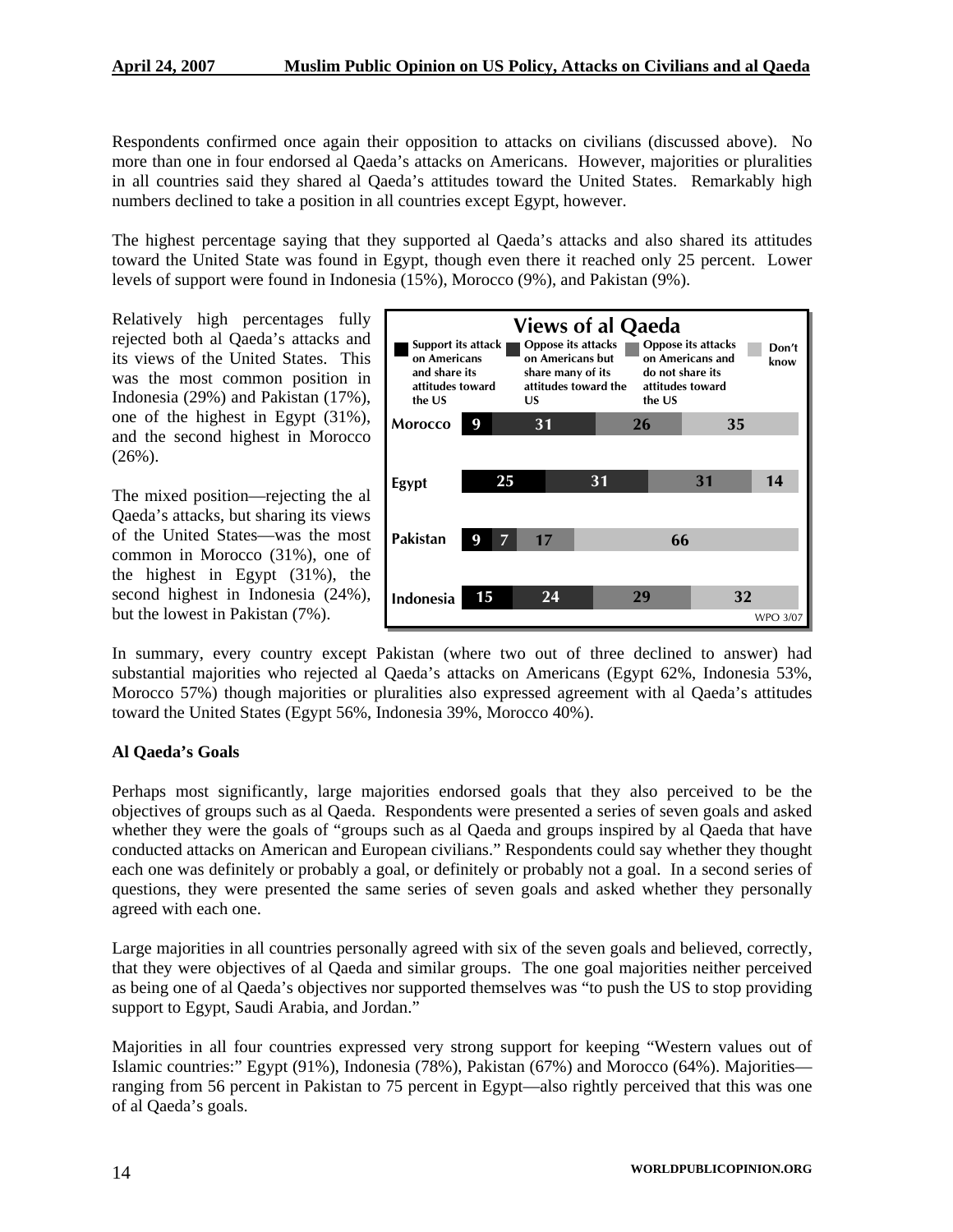Respondents confirmed once again their opposition to attacks on civilians (discussed above). No more than one in four endorsed al Qaeda's attacks on Americans. However, majorities or pluralities in all countries said they shared al Qaeda's attitudes toward the United States. Remarkably high numbers declined to take a position in all countries except Egypt, however.

The highest percentage saying that they supported al Qaeda's attacks and also shared its attitudes toward the United State was found in Egypt, though even there it reached only 25 percent. Lower levels of support were found in Indonesia (15%), Morocco (9%), and Pakistan (9%).

Relatively high percentages fully rejected both al Qaeda's attacks and its views of the United States. This was the most common position in Indonesia (29%) and Pakistan (17%), one of the highest in Egypt (31%), and the second highest in Morocco (26%).

The mixed position—rejecting the al Qaeda's attacks, but sharing its views of the United States—was the most common in Morocco (31%), one of the highest in Egypt (31%), the second highest in Indonesia (24%), but the lowest in Pakistan (7%).

**Views of al Qaeda**

| | Support its attack on Americans and share its attitudes toward the US | Oppose its attacks on Americans but share many of its attitudes toward the US | Oppose its attacks on Americans and do not share its attitudes toward the US | Don't know |
|---|---|---|---|---|
| Morocco | 9 | 31 | 26 | 35 |
| Egypt | 25 | 31 | 31 | 14 |
| Pakistan | 9 | 7 | 17 | 66 |
| Indonesia | 15 | 24 | 29 | 32 |

WPO 3/07

In summary, every country except Pakistan (where two out of three declined to answer) had substantial majorities who rejected al Qaeda's attacks on Americans (Egypt 62%, Indonesia 53%, Morocco 57%) though majorities or pluralities also expressed agreement with al Qaeda's attitudes toward the United States (Egypt 56%, Indonesia 39%, Morocco 40%).

## Al Qaeda's Goals

Perhaps most significantly, large majorities endorsed goals that they also perceived to be the objectives of groups such as al Qaeda. Respondents were presented a series of seven goals and asked whether they were the goals of "groups such as al Qaeda and groups inspired by al Qaeda that have conducted attacks on American and European civilians." Respondents could say whether they thought each one was definitely or probably a goal, or definitely or probably not a goal. In a second series of questions, they were presented the same series of seven goals and asked whether they personally agreed with each one.

Large majorities in all countries personally agreed with six of the seven goals and believed, correctly, that they were objectives of al Qaeda and similar groups. The one goal majorities neither perceived as being one of al Qaeda's objectives nor supported themselves was "to push the US to stop providing support to Egypt, Saudi Arabia, and Jordan."

Majorities in all four countries expressed very strong support for keeping "Western values out of Islamic countries:" Egypt (91%), Indonesia (78%), Pakistan (67%) and Morocco (64%). Majorities—ranging from 56 percent in Pakistan to 75 percent in Egypt—also rightly perceived that this was one of al Qaeda's goals.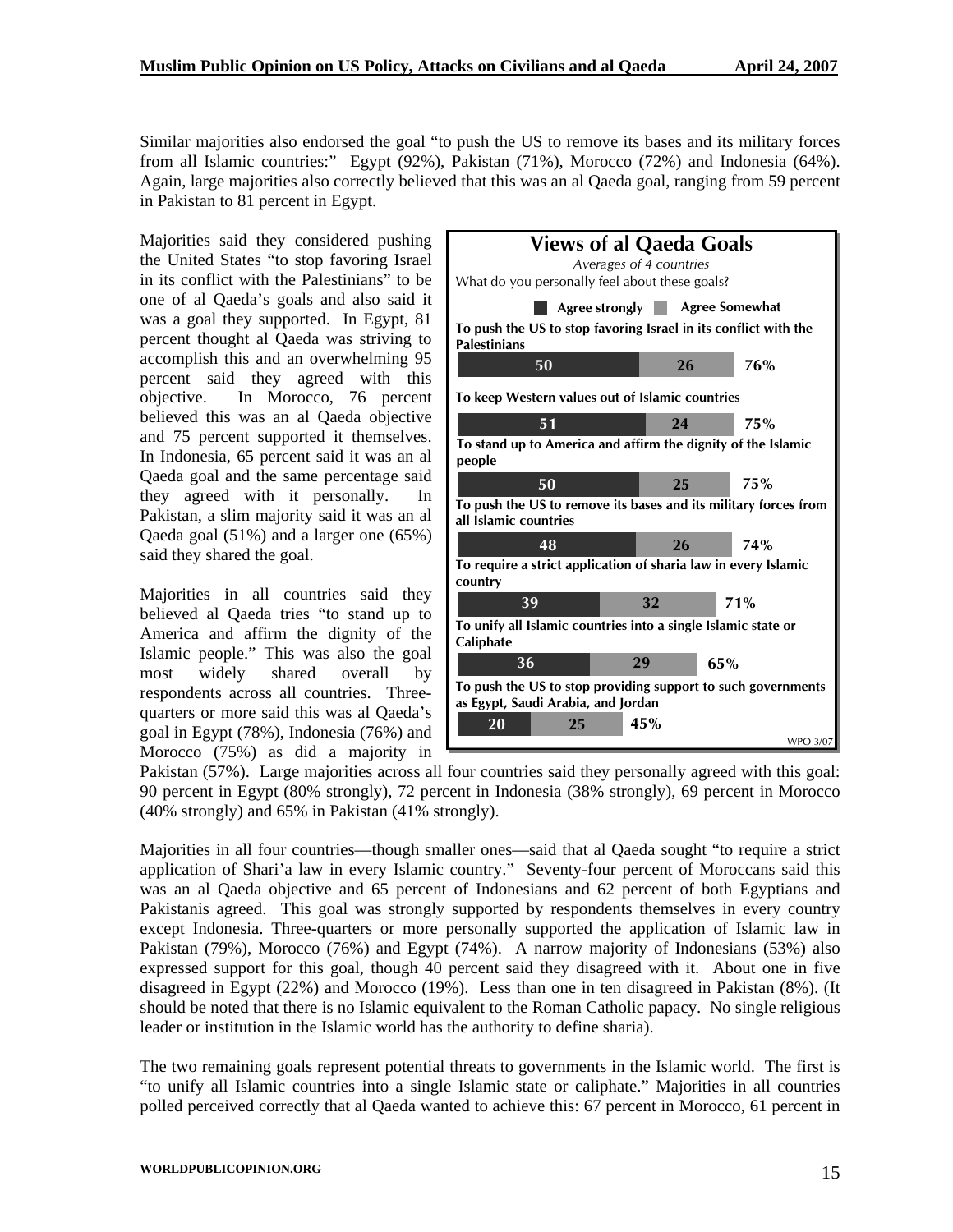Similar majorities also endorsed the goal "to push the US to remove its bases and its military forces from all Islamic countries:" Egypt (92%), Pakistan (71%), Morocco (72%) and Indonesia (64%). Again, large majorities also correctly believed that this was an al Qaeda goal, ranging from 59 percent in Pakistan to 81 percent in Egypt.

Majorities said they considered pushing the United States "to stop favoring Israel in its conflict with the Palestinians" to be one of al Qaeda's goals and also said it was a goal they supported. In Egypt, 81 percent thought al Qaeda was striving to accomplish this and an overwhelming 95 percent said they agreed with this objective. In Morocco, 76 percent believed this was an al Qaeda objective and 75 percent supported it themselves. In Indonesia, 65 percent said it was an al Qaeda goal and the same percentage said they agreed with it personally. In Pakistan, a slim majority said it was an al Qaeda goal (51%) and a larger one (65%) said they shared the goal.

**Views of al Qaeda Goals**

*Averages of 4 countries*

What do you personally feel about these goals?

| Goal | Agree strongly | Agree Somewhat | Total |
|---|---|---|---|
| To push the US to stop favoring Israel in its conflict with the Palestinians | 50 | 26 | 76% |
| To keep Western values out of Islamic countries | 51 | 24 | 75% |
| To stand up to America and affirm the dignity of the Islamic people | 50 | 25 | 75% |
| To push the US to remove its bases and its military forces from all Islamic countries | 48 | 26 | 74% |
| To require a strict application of sharia law in every Islamic country | 39 | 32 | 71% |
| To unify all Islamic countries into a single Islamic state or Caliphate | 36 | 29 | 65% |
| To push the US to stop providing support to such governments as Egypt, Saudi Arabia, and Jordan | 20 | 25 | 45% |

WPO 3/07

Majorities in all countries said they believed al Qaeda tries "to stand up to America and affirm the dignity of the Islamic people." This was also the goal most widely shared overall by respondents across all countries. Three-quarters or more said this was al Qaeda's goal in Egypt (78%), Indonesia (76%) and Morocco (75%) as did a majority in Pakistan (57%). Large majorities across all four countries said they personally agreed with this goal: 90 percent in Egypt (80% strongly), 72 percent in Indonesia (38% strongly), 69 percent in Morocco (40% strongly) and 65% in Pakistan (41% strongly).

Majorities in all four countries—though smaller ones—said that al Qaeda sought "to require a strict application of Shari'a law in every Islamic country." Seventy-four percent of Moroccans said this was an al Qaeda objective and 65 percent of Indonesians and 62 percent of both Egyptians and Pakistanis agreed. This goal was strongly supported by respondents themselves in every country except Indonesia. Three-quarters or more personally supported the application of Islamic law in Pakistan (79%), Morocco (76%) and Egypt (74%). A narrow majority of Indonesians (53%) also expressed support for this goal, though 40 percent said they disagreed with it. About one in five disagreed in Egypt (22%) and Morocco (19%). Less than one in ten disagreed in Pakistan (8%). (It should be noted that there is no Islamic equivalent to the Roman Catholic papacy. No single religious leader or institution in the Islamic world has the authority to define sharia).

The two remaining goals represent potential threats to governments in the Islamic world. The first is "to unify all Islamic countries into a single Islamic state or caliphate." Majorities in all countries polled perceived correctly that al Qaeda wanted to achieve this: 67 percent in Morocco, 61 percent in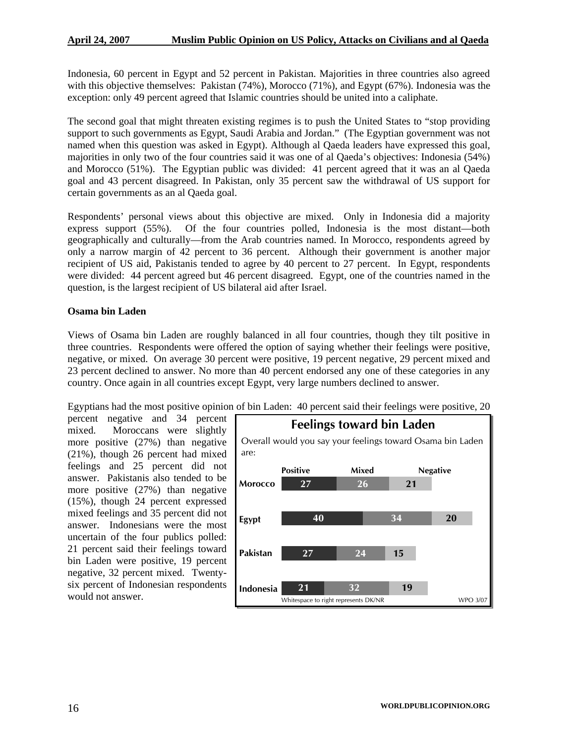Indonesia, 60 percent in Egypt and 52 percent in Pakistan. Majorities in three countries also agreed with this objective themselves: Pakistan (74%), Morocco (71%), and Egypt (67%). Indonesia was the exception: only 49 percent agreed that Islamic countries should be united into a caliphate.

The second goal that might threaten existing regimes is to push the United States to "stop providing support to such governments as Egypt, Saudi Arabia and Jordan." (The Egyptian government was not named when this question was asked in Egypt). Although al Qaeda leaders have expressed this goal, majorities in only two of the four countries said it was one of al Qaeda's objectives: Indonesia (54%) and Morocco (51%). The Egyptian public was divided: 41 percent agreed that it was an al Qaeda goal and 43 percent disagreed. In Pakistan, only 35 percent saw the withdrawal of US support for certain governments as an al Qaeda goal.

Respondents' personal views about this objective are mixed. Only in Indonesia did a majority express support (55%). Of the four countries polled, Indonesia is the most distant—both geographically and culturally—from the Arab countries named. In Morocco, respondents agreed by only a narrow margin of 42 percent to 36 percent. Although their government is another major recipient of US aid, Pakistanis tended to agree by 40 percent to 27 percent. In Egypt, respondents were divided: 44 percent agreed but 46 percent disagreed. Egypt, one of the countries named in the question, is the largest recipient of US bilateral aid after Israel.

**Osama bin Laden**

Views of Osama bin Laden are roughly balanced in all four countries, though they tilt positive in three countries. Respondents were offered the option of saying whether their feelings were positive, negative, or mixed. On average 30 percent were positive, 19 percent negative, 29 percent mixed and 23 percent declined to answer. No more than 40 percent endorsed any one of these categories in any country. Once again in all countries except Egypt, very large numbers declined to answer.

Egyptians had the most positive opinion of bin Laden: 40 percent said their feelings were positive, 20 percent negative and 34 percent mixed. Moroccans were slightly more positive (27%) than negative (21%), though 26 percent had mixed feelings and 25 percent did not answer. Pakistanis also tended to be more positive (27%) than negative (15%), though 24 percent expressed mixed feelings and 35 percent did not answer. Indonesians were the most uncertain of the four publics polled: 21 percent said their feelings toward bin Laden were positive, 19 percent negative, 32 percent mixed. Twenty-six percent of Indonesian respondents would not answer.

**Feelings toward bin Laden**

Overall would you say your feelings toward Osama bin Laden are:

| | Positive | Mixed | Negative |
|---|---|---|---|
| Morocco | 27 | 26 | 21 |
| Egypt | 40 | 34 | 20 |
| Pakistan | 27 | 24 | 15 |
| Indonesia | 21 | 32 | 19 |

Whitespace to right represents DK/NR

WPO 3/07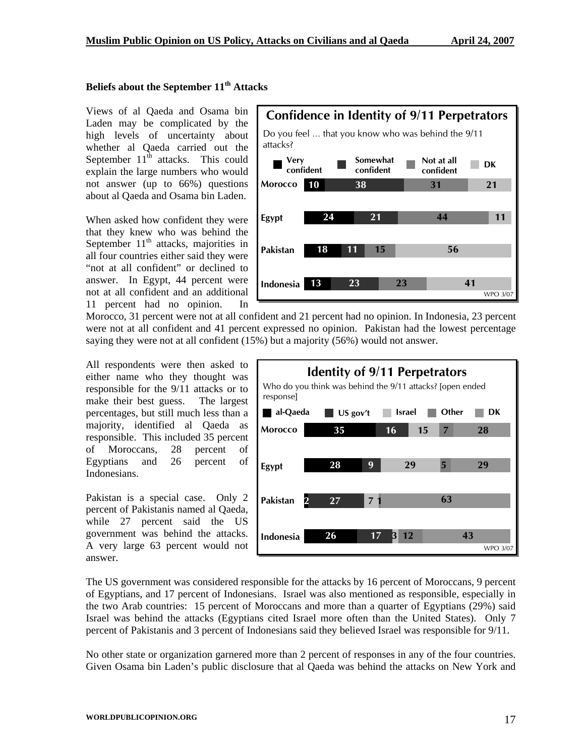## Beliefs about the September 11th Attacks

Views of al Qaeda and Osama bin Laden may be complicated by the high levels of uncertainty about whether al Qaeda carried out the September 11th attacks. This could explain the large numbers who would not answer (up to 66%) questions about al Qaeda and Osama bin Laden.

**Confidence in Identity of 9/11 Perpetrators**

Do you feel ... that you know who was behind the 9/11 attacks?

| | Very confident | Somewhat confident | Not at all confident | DK |
|---|---|---|---|---|
| Morocco | 10 | 38 | 31 | 21 |
| Egypt | 24 | 21 | 44 | 11 |
| Pakistan | 18 | 11 | 15 | 56 |
| Indonesia | 13 | 23 | 23 | 41 |

WPO 3/07

When asked how confident they were that they knew who was behind the September 11th attacks, majorities in all four countries either said they were "not at all confident" or declined to answer. In Egypt, 44 percent were not at all confident and an additional 11 percent had no opinion. In Morocco, 31 percent were not at all confident and 21 percent had no opinion. In Indonesia, 23 percent were not at all confident and 41 percent expressed no opinion. Pakistan had the lowest percentage saying they were not at all confident (15%) but a majority (56%) would not answer.

All respondents were then asked to either name who they thought was responsible for the 9/11 attacks or to make their best guess. The largest percentages, but still much less than a majority, identified al Qaeda as responsible. This included 35 percent of Moroccans, 28 percent of Egyptians and 26 percent of Indonesians.

**Identity of 9/11 Perpetrators**

Who do you think was behind the 9/11 attacks? [open ended response]

| | al-Qaeda | US gov't | Israel | Other | DK |
|---|---|---|---|---|---|
| Morocco | 35 | 16 | 15 | 7 | 28 |
| Egypt | 28 | 9 | 29 | 5 | 29 |
| Pakistan | 2 | 27 | 7 | 1 | 63 |
| Indonesia | 26 | 17 | 3 | 12 | 43 |

WPO 3/07

Pakistan is a special case. Only 2 percent of Pakistanis named al Qaeda, while 27 percent said the US government was behind the attacks. A very large 63 percent would not answer.

The US government was considered responsible for the attacks by 16 percent of Moroccans, 9 percent of Egyptians, and 17 percent of Indonesians. Israel was also mentioned as responsible, especially in the two Arab countries: 15 percent of Moroccans and more than a quarter of Egyptians (29%) said Israel was behind the attacks (Egyptians cited Israel more often than the United States). Only 7 percent of Pakistanis and 3 percent of Indonesians said they believed Israel was responsible for 9/11.

No other state or organization garnered more than 2 percent of responses in any of the four countries. Given Osama bin Laden's public disclosure that al Qaeda was behind the attacks on New York and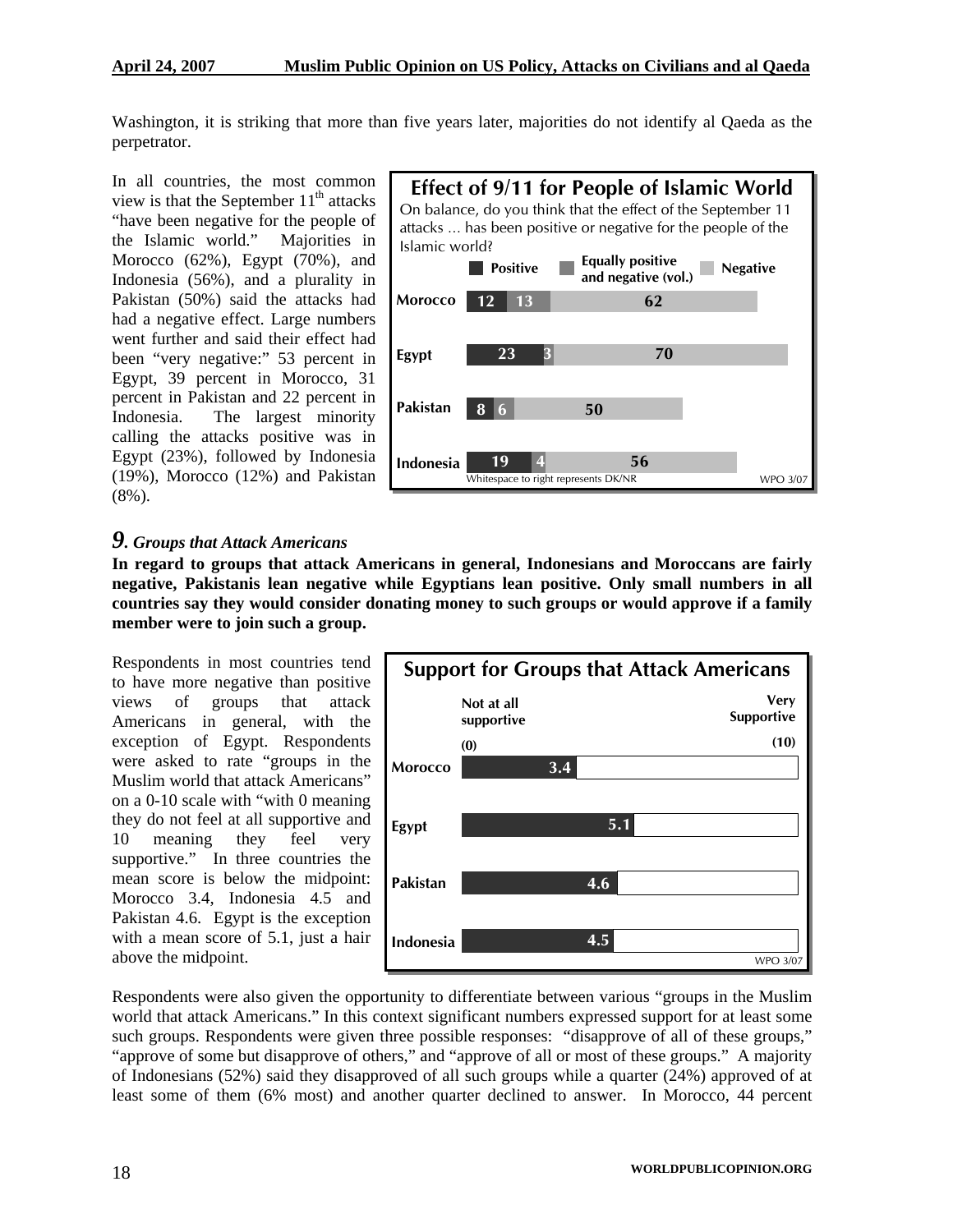Washington, it is striking that more than five years later, majorities do not identify al Qaeda as the perpetrator.

In all countries, the most common view is that the September 11th attacks "have been negative for the people of the Islamic world." Majorities in Morocco (62%), Egypt (70%), and Indonesia (56%), and a plurality in Pakistan (50%) said the attacks had had a negative effect. Large numbers went further and said their effect had been "very negative:" 53 percent in Egypt, 39 percent in Morocco, 31 percent in Pakistan and 22 percent in Indonesia. The largest minority calling the attacks positive was in Egypt (23%), followed by Indonesia (19%), Morocco (12%) and Pakistan (8%).

**Effect of 9/11 for People of Islamic World**

On balance, do you think that the effect of the September 11 attacks ... has been positive or negative for the people of the Islamic world?

| | Positive | Equally positive and negative (vol.) | Negative |
|---|---|---|---|
| Morocco | 12 | 13 | 62 |
| Egypt | 23 | 3 | 70 |
| Pakistan | 8 | 6 | 50 |
| Indonesia | 19 | 4 | 56 |

Whitespace to right represents DK/NR

WPO 3/07

## *9. Groups that Attack Americans*

**In regard to groups that attack Americans in general, Indonesians and Moroccans are fairly negative, Pakistanis lean negative while Egyptians lean positive. Only small numbers in all countries say they would consider donating money to such groups or would approve if a family member were to join such a group.**

Respondents in most countries tend to have more negative than positive views of groups that attack Americans in general, with the exception of Egypt. Respondents were asked to rate "groups in the Muslim world that attack Americans" on a 0-10 scale with "with 0 meaning they do not feel at all supportive and 10 meaning they feel very supportive." In three countries the mean score is below the midpoint: Morocco 3.4, Indonesia 4.5 and Pakistan 4.6. Egypt is the exception with a mean score of 5.1, just a hair above the midpoint.

**Support for Groups that Attack Americans**

Scale: Not at all supportive (0) – Very Supportive (10)

| | Mean |
|---|---|
| Morocco | 3.4 |
| Egypt | 5.1 |
| Pakistan | 4.6 |
| Indonesia | 4.5 |

WPO 3/07

Respondents were also given the opportunity to differentiate between various "groups in the Muslim world that attack Americans." In this context significant numbers expressed support for at least some such groups. Respondents were given three possible responses: "disapprove of all of these groups," "approve of some but disapprove of others," and "approve of all or most of these groups." A majority of Indonesians (52%) said they disapproved of all such groups while a quarter (24%) approved of at least some of them (6% most) and another quarter declined to answer. In Morocco, 44 percent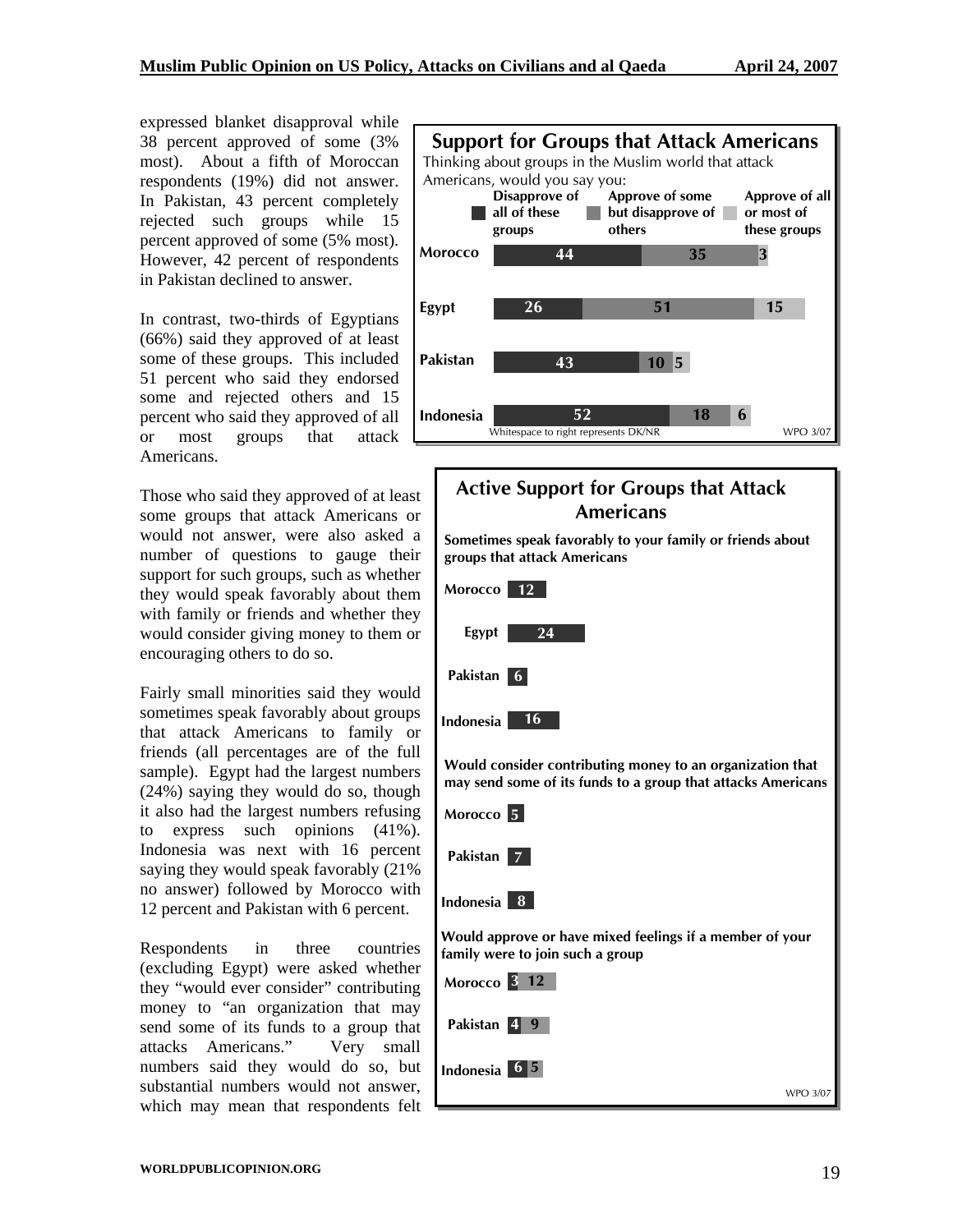expressed blanket disapproval while 38 percent approved of some (3% most). About a fifth of Moroccan respondents (19%) did not answer. In Pakistan, 43 percent completely rejected such groups while 15 percent approved of some (5% most). However, 42 percent of respondents in Pakistan declined to answer.

In contrast, two-thirds of Egyptians (66%) said they approved of at least some of these groups. This included 51 percent who said they endorsed some and rejected others and 15 percent who said they approved of all or most groups that attack Americans.

**Support for Groups that Attack Americans**

Thinking about groups in the Muslim world that attack Americans, would you say you:

| | Disapprove of all of these groups | Approve of some but disapprove of others | Approve of all or most of these groups |
|---|---|---|---|
| Morocco | 44 | 35 | 3 |
| Egypt | 26 | 51 | 15 |
| Pakistan | 43 | 10 | 5 |
| Indonesia | 52 | 18 | 6 |

Whitespace to right represents DK/NR

WPO 3/07

Those who said they approved of at least some groups that attack Americans or would not answer, were also asked a number of questions to gauge their support for such groups, such as whether they would speak favorably about them with family or friends and whether they would consider giving money to them or encouraging others to do so.

Fairly small minorities said they would sometimes speak favorably about groups that attack Americans to family or friends (all percentages are of the full sample). Egypt had the largest numbers (24%) saying they would do so, though it also had the largest numbers refusing to express such opinions (41%). Indonesia was next with 16 percent saying they would speak favorably (21% no answer) followed by Morocco with 12 percent and Pakistan with 6 percent.

Respondents in three countries (excluding Egypt) were asked whether they "would ever consider" contributing money to "an organization that may send some of its funds to a group that attacks Americans." Very small numbers said they would do so, but substantial numbers would not answer, which may mean that respondents felt

**Active Support for Groups that Attack Americans**

Sometimes speak favorably to your family or friends about groups that attack Americans

| Country | % |
|---|---|
| Morocco | 12 |
| Egypt | 24 |
| Pakistan | 6 |
| Indonesia | 16 |

Would consider contributing money to an organization that may send some of its funds to a group that attacks Americans

| Country | % |
|---|---|
| Morocco | 5 |
| Pakistan | 7 |
| Indonesia | 8 |

Would approve or have mixed feelings if a member of your family were to join such a group

| Country | Approve | Mixed feelings |
|---|---|---|
| Morocco | 3 | 12 |
| Pakistan | 4 | 9 |
| Indonesia | 6 | 5 |

WPO 3/07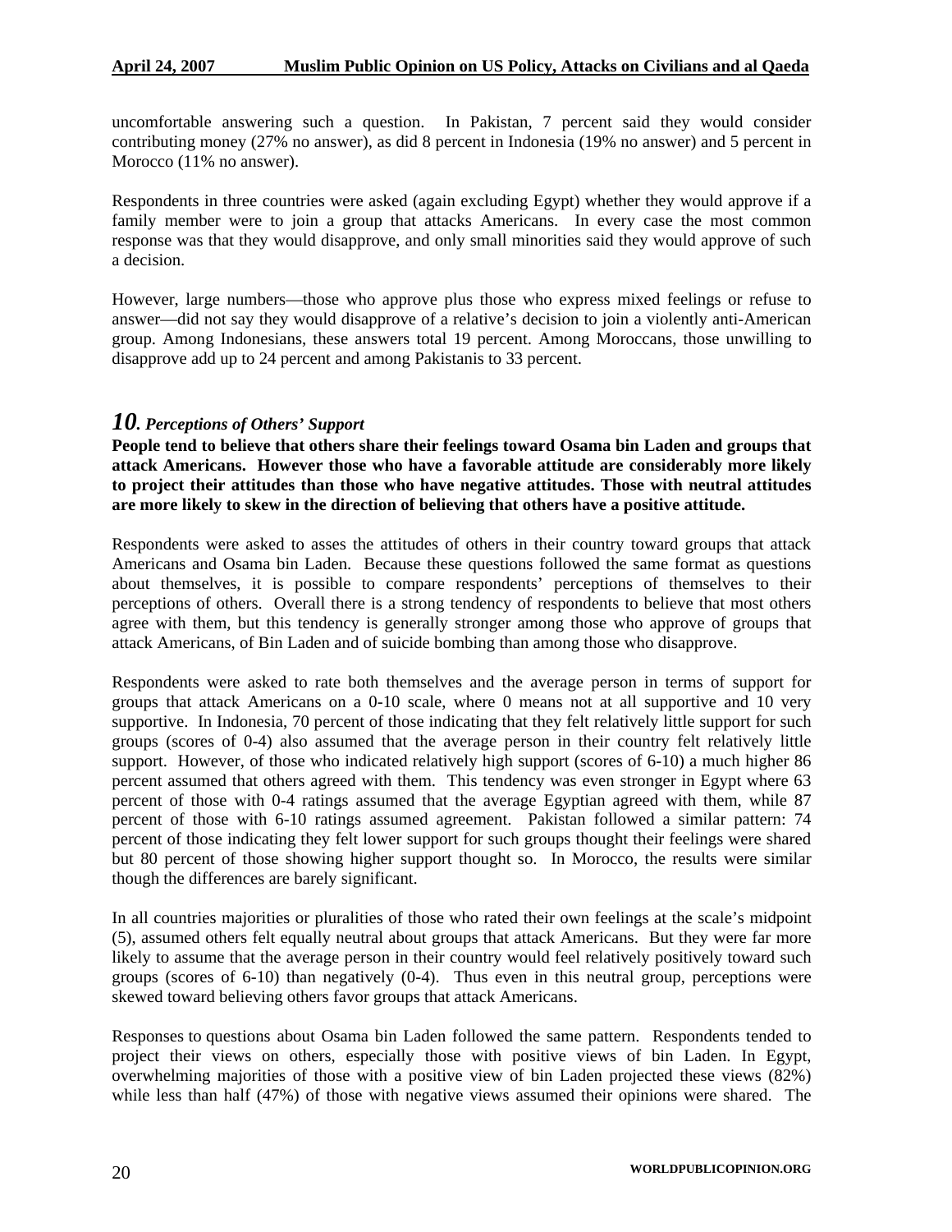uncomfortable answering such a question. In Pakistan, 7 percent said they would consider contributing money (27% no answer), as did 8 percent in Indonesia (19% no answer) and 5 percent in Morocco (11% no answer).

Respondents in three countries were asked (again excluding Egypt) whether they would approve if a family member were to join a group that attacks Americans. In every case the most common response was that they would disapprove, and only small minorities said they would approve of such a decision.

However, large numbers—those who approve plus those who express mixed feelings or refuse to answer—did not say they would disapprove of a relative's decision to join a violently anti-American group. Among Indonesians, these answers total 19 percent. Among Moroccans, those unwilling to disapprove add up to 24 percent and among Pakistanis to 33 percent.

## *10. Perceptions of Others' Support*

**People tend to believe that others share their feelings toward Osama bin Laden and groups that attack Americans. However those who have a favorable attitude are considerably more likely to project their attitudes than those who have negative attitudes. Those with neutral attitudes are more likely to skew in the direction of believing that others have a positive attitude.**

Respondents were asked to asses the attitudes of others in their country toward groups that attack Americans and Osama bin Laden. Because these questions followed the same format as questions about themselves, it is possible to compare respondents' perceptions of themselves to their perceptions of others. Overall there is a strong tendency of respondents to believe that most others agree with them, but this tendency is generally stronger among those who approve of groups that attack Americans, of Bin Laden and of suicide bombing than among those who disapprove.

Respondents were asked to rate both themselves and the average person in terms of support for groups that attack Americans on a 0-10 scale, where 0 means not at all supportive and 10 very supportive. In Indonesia, 70 percent of those indicating that they felt relatively little support for such groups (scores of 0-4) also assumed that the average person in their country felt relatively little support. However, of those who indicated relatively high support (scores of 6-10) a much higher 86 percent assumed that others agreed with them. This tendency was even stronger in Egypt where 63 percent of those with 0-4 ratings assumed that the average Egyptian agreed with them, while 87 percent of those with 6-10 ratings assumed agreement. Pakistan followed a similar pattern: 74 percent of those indicating they felt lower support for such groups thought their feelings were shared but 80 percent of those showing higher support thought so. In Morocco, the results were similar though the differences are barely significant.

In all countries majorities or pluralities of those who rated their own feelings at the scale's midpoint (5), assumed others felt equally neutral about groups that attack Americans. But they were far more likely to assume that the average person in their country would feel relatively positively toward such groups (scores of 6-10) than negatively (0-4). Thus even in this neutral group, perceptions were skewed toward believing others favor groups that attack Americans.

Responses to questions about Osama bin Laden followed the same pattern. Respondents tended to project their views on others, especially those with positive views of bin Laden. In Egypt, overwhelming majorities of those with a positive view of bin Laden projected these views (82%) while less than half (47%) of those with negative views assumed their opinions were shared. The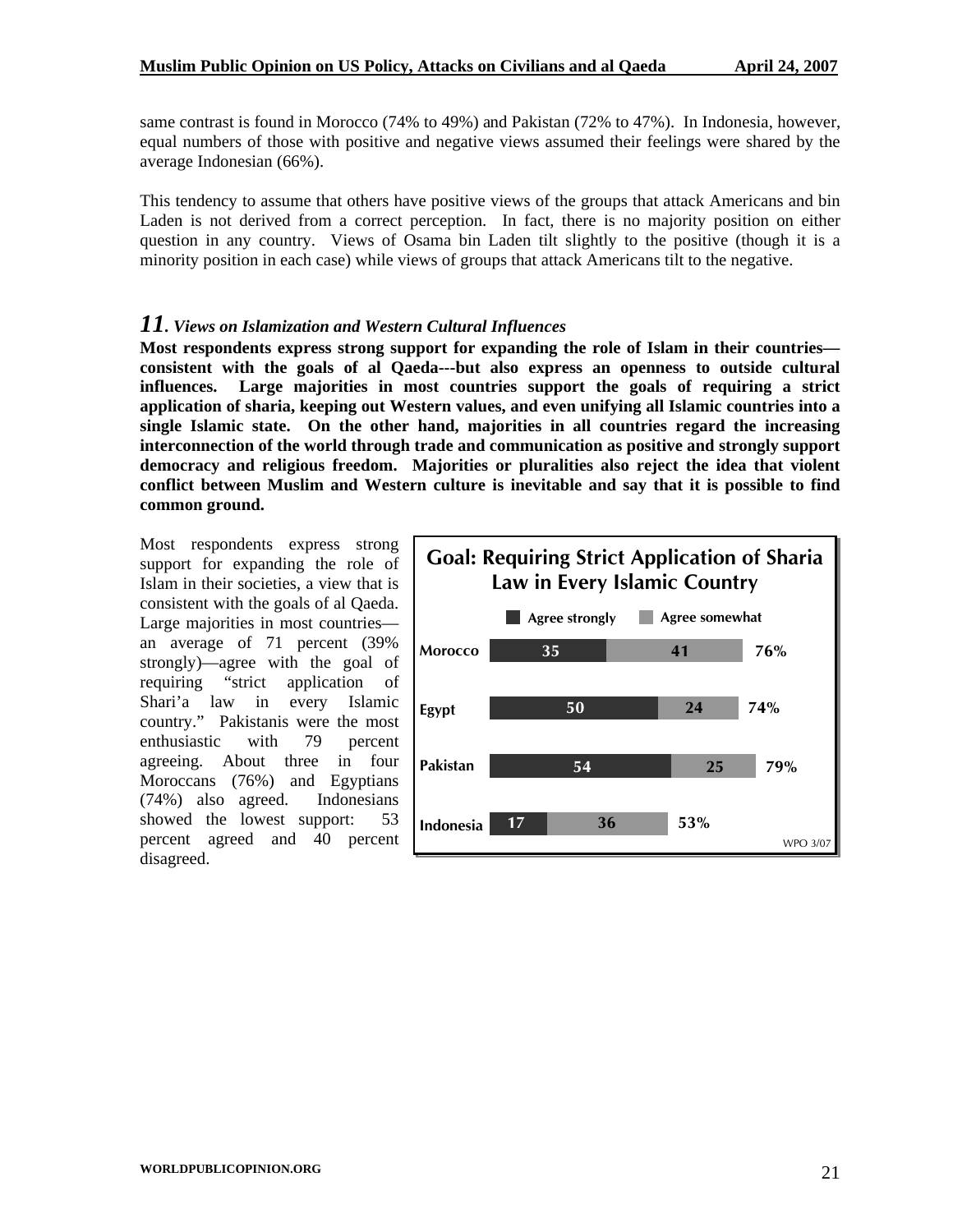same contrast is found in Morocco (74% to 49%) and Pakistan (72% to 47%). In Indonesia, however, equal numbers of those with positive and negative views assumed their feelings were shared by the average Indonesian (66%).

This tendency to assume that others have positive views of the groups that attack Americans and bin Laden is not derived from a correct perception. In fact, there is no majority position on either question in any country. Views of Osama bin Laden tilt slightly to the positive (though it is a minority position in each case) while views of groups that attack Americans tilt to the negative.

## *11. Views on Islamization and Western Cultural Influences*

**Most respondents express strong support for expanding the role of Islam in their countries—consistent with the goals of al Qaeda---but also express an openness to outside cultural influences. Large majorities in most countries support the goals of requiring a strict application of sharia, keeping out Western values, and even unifying all Islamic countries into a single Islamic state. On the other hand, majorities in all countries regard the increasing interconnection of the world through trade and communication as positive and strongly support democracy and religious freedom. Majorities or pluralities also reject the idea that violent conflict between Muslim and Western culture is inevitable and say that it is possible to find common ground.**

Most respondents express strong support for expanding the role of Islam in their societies, a view that is consistent with the goals of al Qaeda. Large majorities in most countries—an average of 71 percent (39% strongly)—agree with the goal of requiring "strict application of Shari'a law in every Islamic country." Pakistanis were the most enthusiastic with 79 percent agreeing. About three in four Moroccans (76%) and Egyptians (74%) also agreed. Indonesians showed the lowest support: 53 percent agreed and 40 percent disagreed.

**Goal: Requiring Strict Application of Sharia Law in Every Islamic Country**

| Country | Agree strongly | Agree somewhat | Total |
|---|---|---|---|
| Morocco | 35 | 41 | 76% |
| Egypt | 50 | 24 | 74% |
| Pakistan | 54 | 25 | 79% |
| Indonesia | 17 | 36 | 53% |

WPO 3/07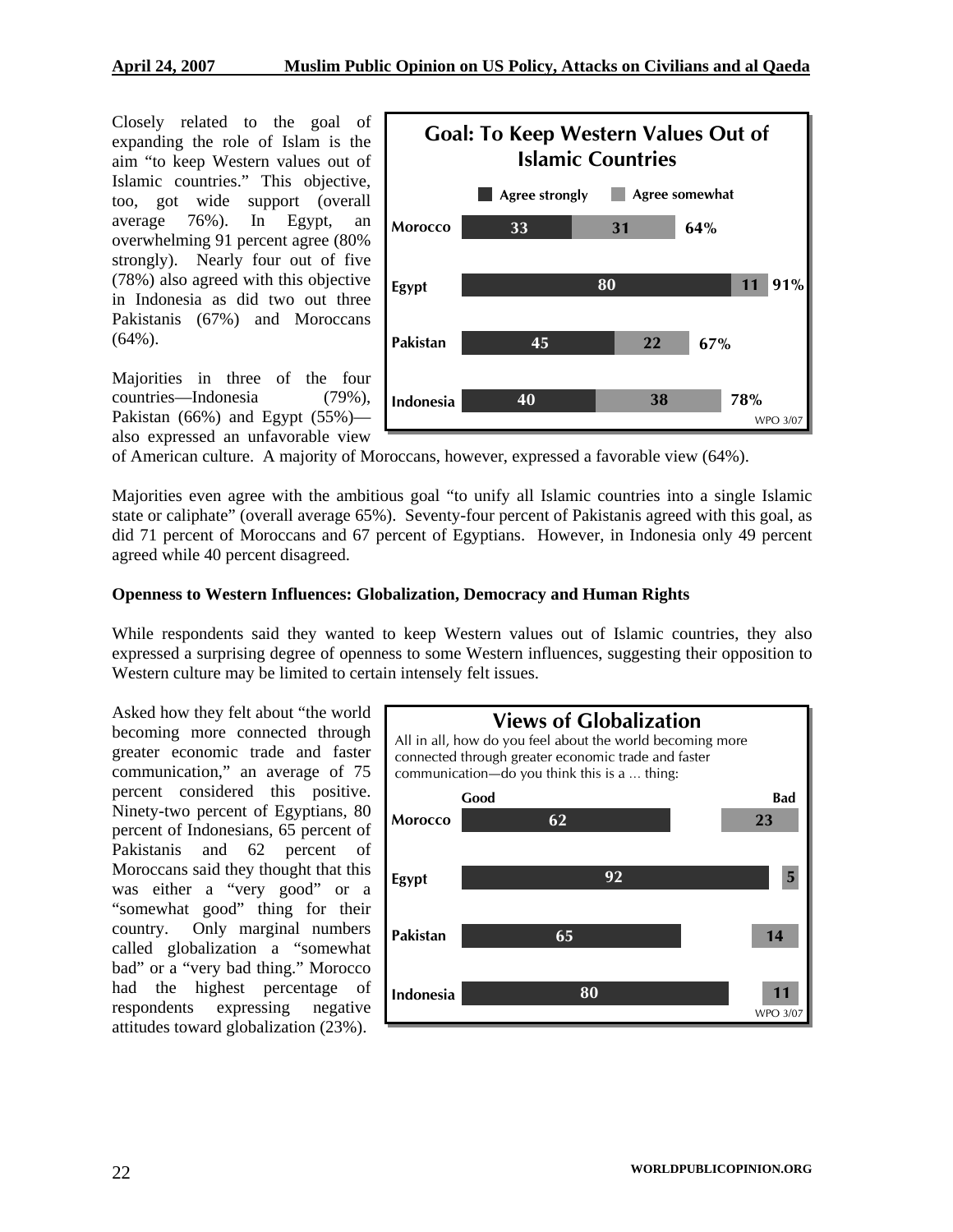Closely related to the goal of expanding the role of Islam is the aim "to keep Western values out of Islamic countries." This objective, too, got wide support (overall average 76%). In Egypt, an overwhelming 91 percent agree (80% strongly). Nearly four out of five (78%) also agreed with this objective in Indonesia as did two out three Pakistanis (67%) and Moroccans (64%).

**Goal: To Keep Western Values Out of Islamic Countries**

| | Agree strongly | Agree somewhat | Total |
|---|---|---|---|
| Morocco | 33 | 31 | 64% |
| Egypt | 80 | 11 | 91% |
| Pakistan | 45 | 22 | 67% |
| Indonesia | 40 | 38 | 78% |

WPO 3/07

Majorities in three of the four countries—Indonesia (79%), Pakistan (66%) and Egypt (55%)—also expressed an unfavorable view of American culture. A majority of Moroccans, however, expressed a favorable view (64%).

Majorities even agree with the ambitious goal "to unify all Islamic countries into a single Islamic state or caliphate" (overall average 65%). Seventy-four percent of Pakistanis agreed with this goal, as did 71 percent of Moroccans and 67 percent of Egyptians. However, in Indonesia only 49 percent agreed while 40 percent disagreed.

**Openness to Western Influences: Globalization, Democracy and Human Rights**

While respondents said they wanted to keep Western values out of Islamic countries, they also expressed a surprising degree of openness to some Western influences, suggesting their opposition to Western culture may be limited to certain intensely felt issues.

Asked how they felt about "the world becoming more connected through greater economic trade and faster communication," an average of 75 percent considered this positive. Ninety-two percent of Egyptians, 80 percent of Indonesians, 65 percent of Pakistanis and 62 percent of Moroccans said they thought that this was either a "very good" or a "somewhat good" thing for their country. Only marginal numbers called globalization a "somewhat bad" or a "very bad thing." Morocco had the highest percentage of respondents expressing negative attitudes toward globalization (23%).

**Views of Globalization**

All in all, how do you feel about the world becoming more connected through greater economic trade and faster communication—do you think this is a ... thing:

| | Good | Bad |
|---|---|---|
| Morocco | 62 | 23 |
| Egypt | 92 | 5 |
| Pakistan | 65 | 14 |
| Indonesia | 80 | 11 |

WPO 3/07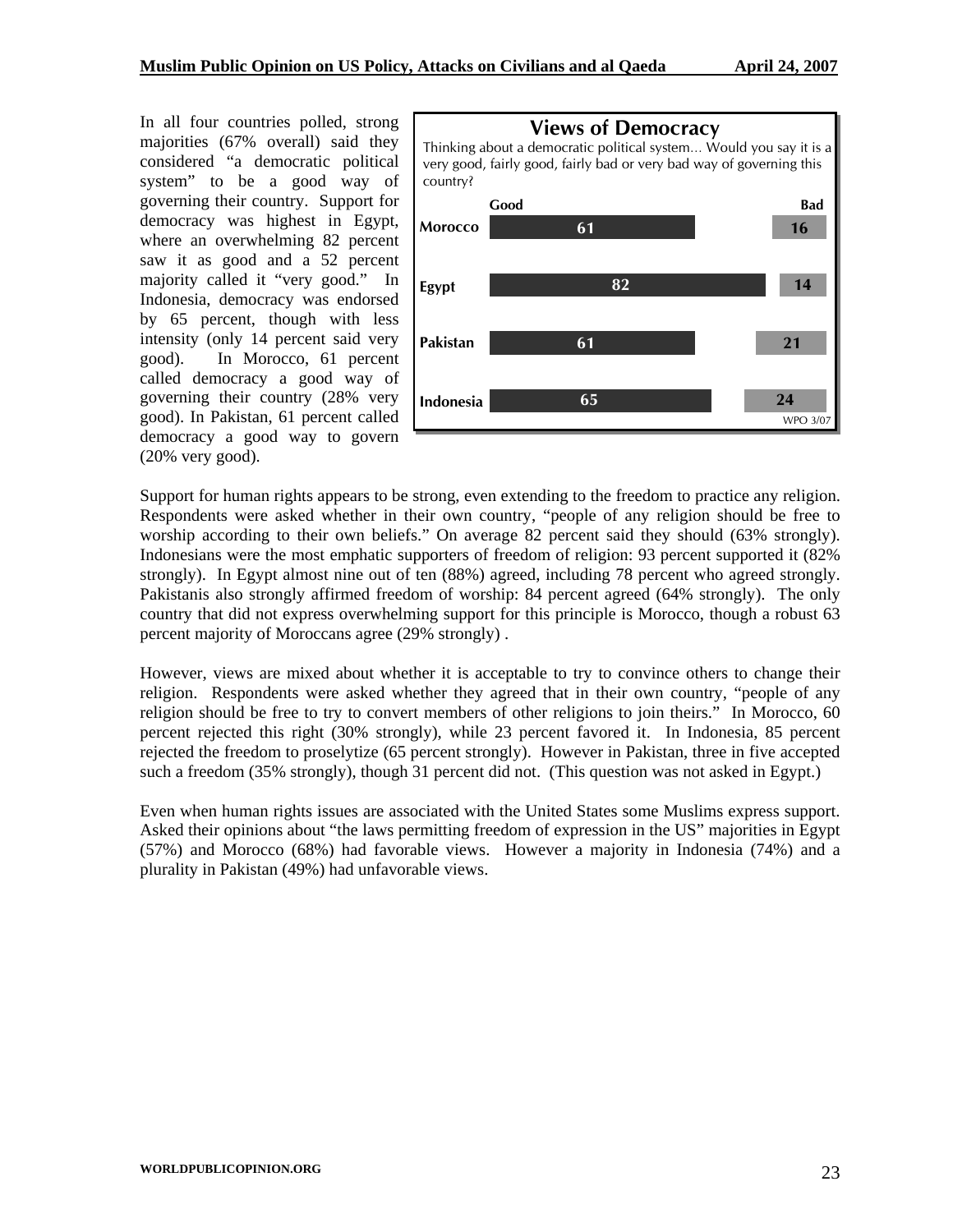In all four countries polled, strong majorities (67% overall) said they considered "a democratic political system" to be a good way of governing their country. Support for democracy was highest in Egypt, where an overwhelming 82 percent saw it as good and a 52 percent majority called it "very good." In Indonesia, democracy was endorsed by 65 percent, though with less intensity (only 14 percent said very good). In Morocco, 61 percent called democracy a good way of governing their country (28% very good). In Pakistan, 61 percent called democracy a good way to govern (20% very good).

**Views of Democracy**

Thinking about a democratic political system... Would you say it is a very good, fairly good, fairly bad or very bad way of governing this country?

| | Good | Bad |
|---|---|---|
| Morocco | 61 | 16 |
| Egypt | 82 | 14 |
| Pakistan | 61 | 21 |
| Indonesia | 65 | 24 |

WPO 3/07

Support for human rights appears to be strong, even extending to the freedom to practice any religion. Respondents were asked whether in their own country, "people of any religion should be free to worship according to their own beliefs." On average 82 percent said they should (63% strongly). Indonesians were the most emphatic supporters of freedom of religion: 93 percent supported it (82% strongly). In Egypt almost nine out of ten (88%) agreed, including 78 percent who agreed strongly. Pakistanis also strongly affirmed freedom of worship: 84 percent agreed (64% strongly). The only country that did not express overwhelming support for this principle is Morocco, though a robust 63 percent majority of Moroccans agree (29% strongly) .

However, views are mixed about whether it is acceptable to try to convince others to change their religion. Respondents were asked whether they agreed that in their own country, "people of any religion should be free to try to convert members of other religions to join theirs." In Morocco, 60 percent rejected this right (30% strongly), while 23 percent favored it. In Indonesia, 85 percent rejected the freedom to proselytize (65 percent strongly). However in Pakistan, three in five accepted such a freedom (35% strongly), though 31 percent did not. (This question was not asked in Egypt.)

Even when human rights issues are associated with the United States some Muslims express support. Asked their opinions about "the laws permitting freedom of expression in the US" majorities in Egypt (57%) and Morocco (68%) had favorable views. However a majority in Indonesia (74%) and a plurality in Pakistan (49%) had unfavorable views.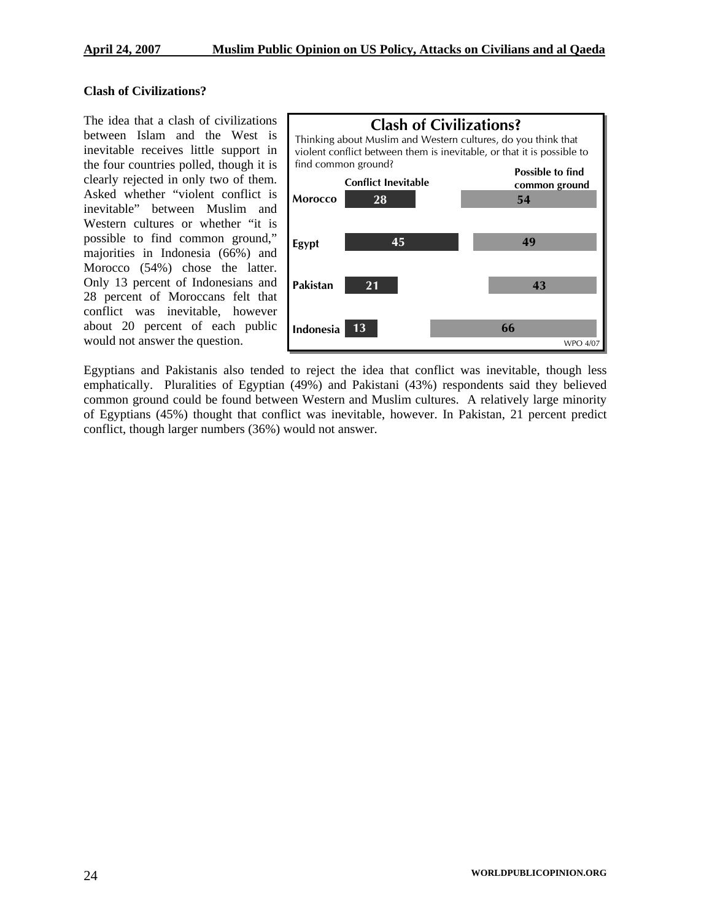### Clash of Civilizations?

The idea that a clash of civilizations between Islam and the West is inevitable receives little support in the four countries polled, though it is clearly rejected in only two of them. Asked whether "violent conflict is inevitable" between Muslim and Western cultures or whether "it is possible to find common ground," majorities in Indonesia (66%) and Morocco (54%) chose the latter. Only 13 percent of Indonesians and 28 percent of Moroccans felt that conflict was inevitable, however about 20 percent of each public would not answer the question.

**Clash of Civilizations?**

Thinking about Muslim and Western cultures, do you think that violent conflict between them is inevitable, or that it is possible to find common ground?

| | Conflict Inevitable | Possible to find common ground |
|---|---|---|
| Morocco | 28 | 54 |
| Egypt | 45 | 49 |
| Pakistan | 21 | 43 |
| Indonesia | 13 | 66 |

WPO 4/07

Egyptians and Pakistanis also tended to reject the idea that conflict was inevitable, though less emphatically. Pluralities of Egyptian (49%) and Pakistani (43%) respondents said they believed common ground could be found between Western and Muslim cultures. A relatively large minority of Egyptians (45%) thought that conflict was inevitable, however. In Pakistan, 21 percent predict conflict, though larger numbers (36%) would not answer.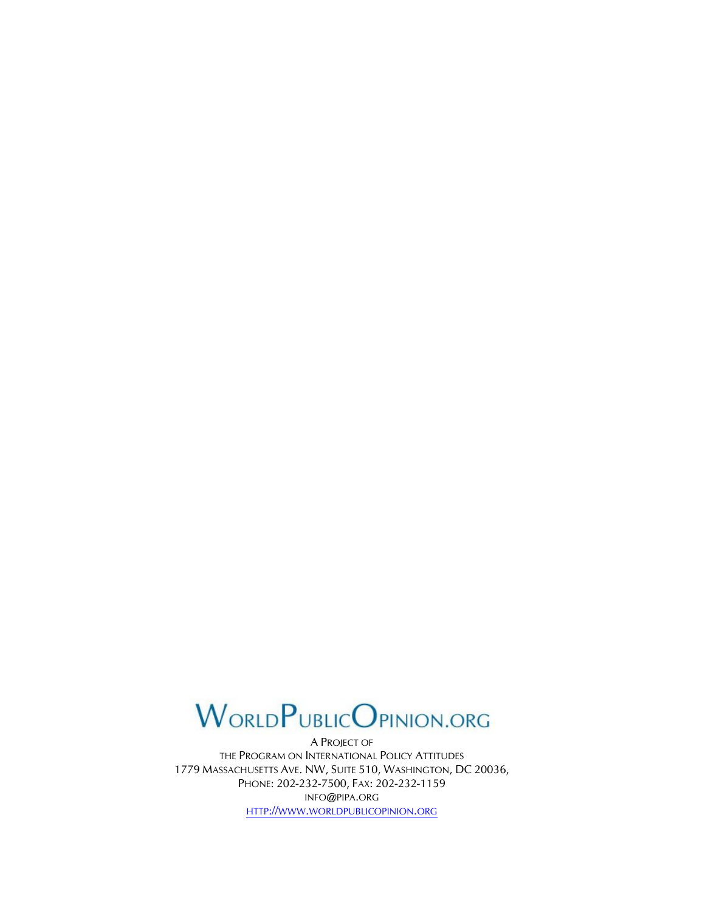# WorldPublicOpinion.org

A Project of
the Program on International Policy Attitudes
1779 Massachusetts Ave. NW, Suite 510, Washington, DC 20036,
Phone: 202-232-7500, Fax: 202-232-1159
info@pipa.org
http://www.worldpublicopinion.org